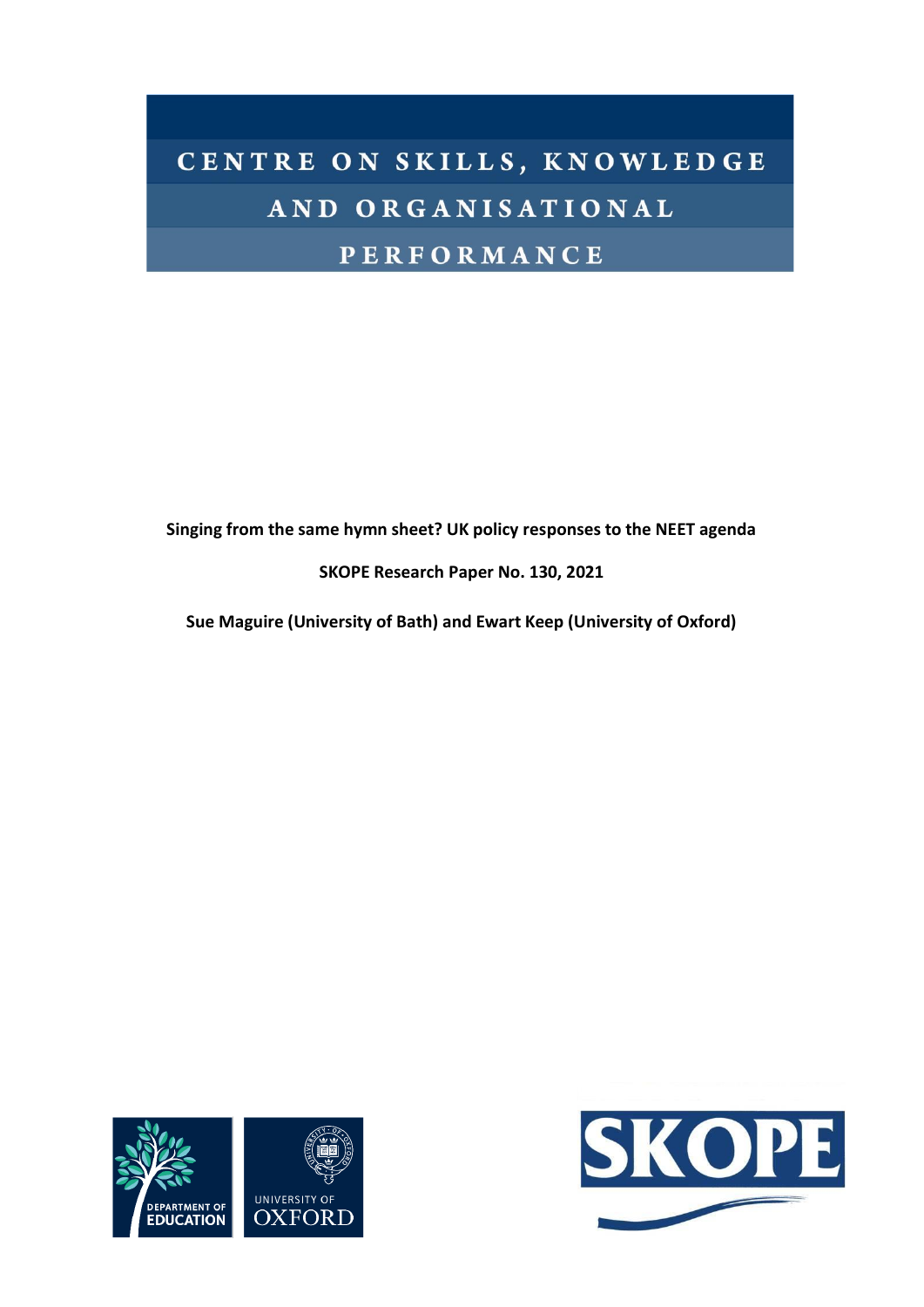# CENTRE ON SKILLS, KNOWLEDGE AND ORGANISATIONAL PERFORMANCE

**Singing from the same hymn sheet? UK policy responses to the NEET agenda**

**SKOPE Research Paper No. 130, 2021**

**Sue Maguire (University of Bath) and Ewart Keep (University of Oxford)**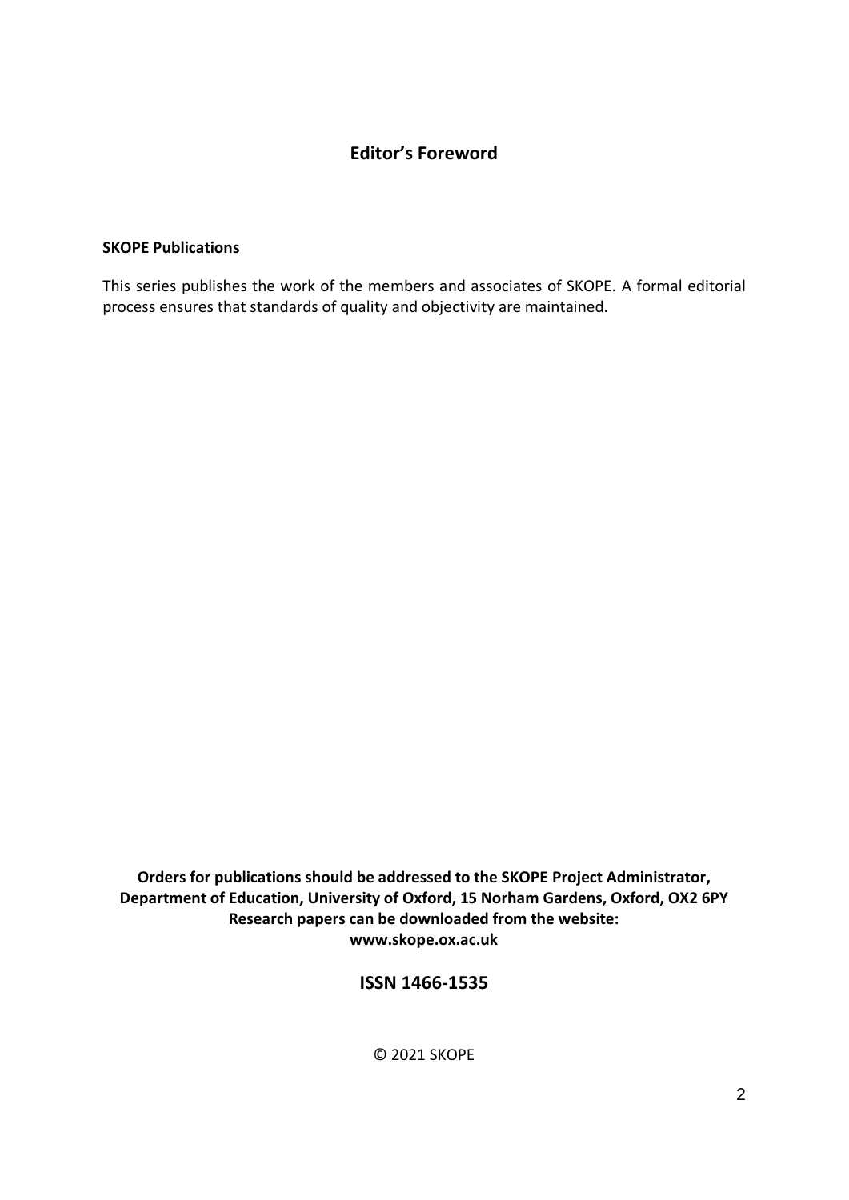## Editor's Foreword

**SKOPE Publications**

This series publishes the work of the members and associates of SKOPE. A formal editorial process ensures that standards of quality and objectivity are maintained.

**Orders for publications should be addressed to the SKOPE Project Administrator, Department of Education, University of Oxford, 15 Norham Gardens, Oxford, OX2 6PY**
**Research papers can be downloaded from the website:**
**www.skope.ox.ac.uk**

**ISSN 1466-1535**

© 2021 SKOPE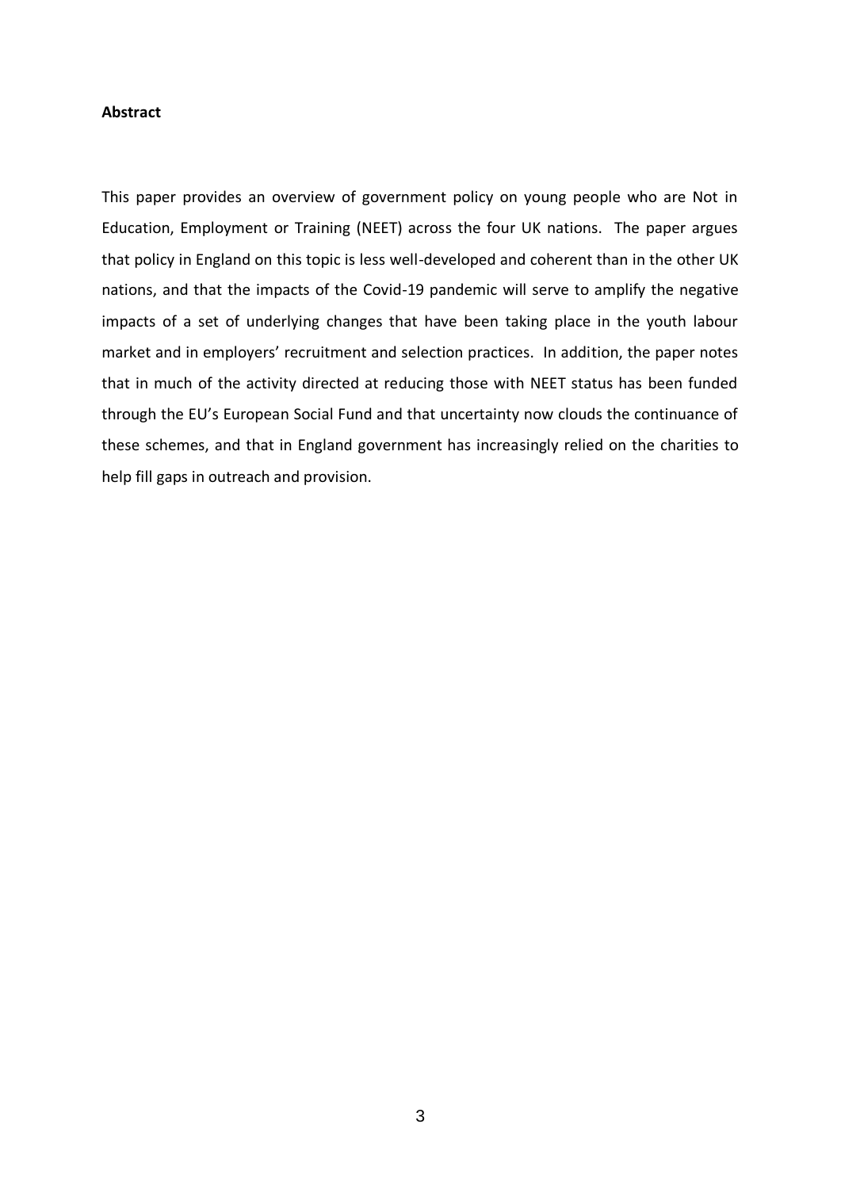**Abstract**

This paper provides an overview of government policy on young people who are Not in Education, Employment or Training (NEET) across the four UK nations. The paper argues that policy in England on this topic is less well-developed and coherent than in the other UK nations, and that the impacts of the Covid-19 pandemic will serve to amplify the negative impacts of a set of underlying changes that have been taking place in the youth labour market and in employers' recruitment and selection practices. In addition, the paper notes that in much of the activity directed at reducing those with NEET status has been funded through the EU's European Social Fund and that uncertainty now clouds the continuance of these schemes, and that in England government has increasingly relied on the charities to help fill gaps in outreach and provision.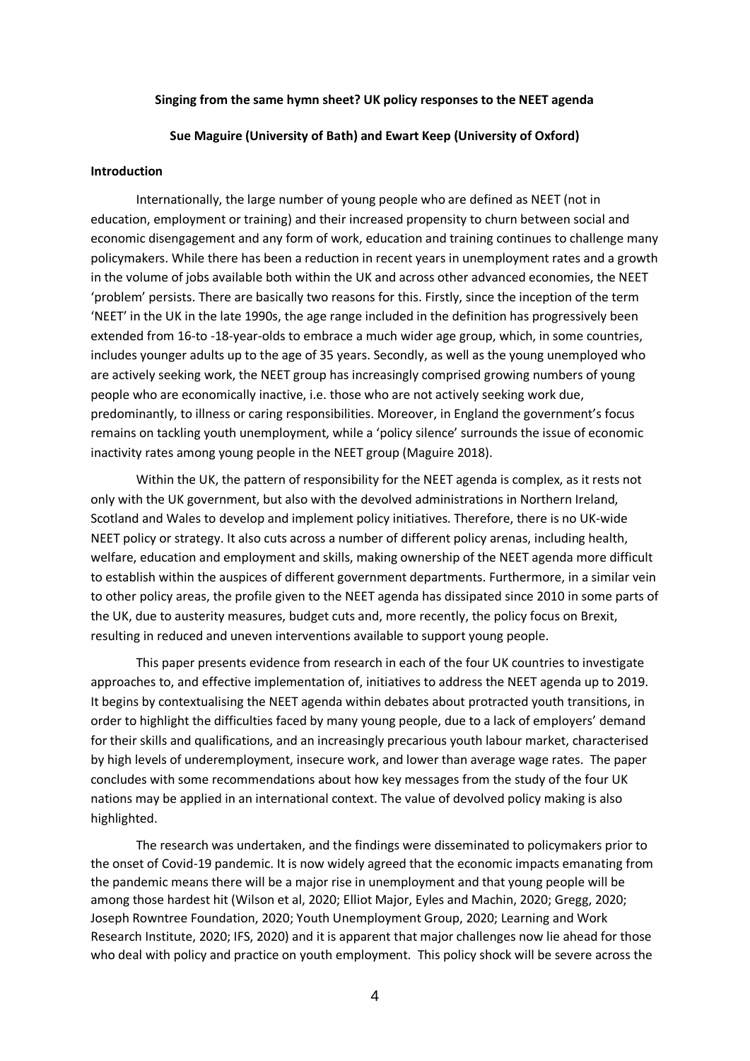**Singing from the same hymn sheet? UK policy responses to the NEET agenda**

**Sue Maguire (University of Bath) and Ewart Keep (University of Oxford)**

## Introduction

Internationally, the large number of young people who are defined as NEET (not in education, employment or training) and their increased propensity to churn between social and economic disengagement and any form of work, education and training continues to challenge many policymakers. While there has been a reduction in recent years in unemployment rates and a growth in the volume of jobs available both within the UK and across other advanced economies, the NEET 'problem' persists. There are basically two reasons for this. Firstly, since the inception of the term 'NEET' in the UK in the late 1990s, the age range included in the definition has progressively been extended from 16-to -18-year-olds to embrace a much wider age group, which, in some countries, includes younger adults up to the age of 35 years. Secondly, as well as the young unemployed who are actively seeking work, the NEET group has increasingly comprised growing numbers of young people who are economically inactive, i.e. those who are not actively seeking work due, predominantly, to illness or caring responsibilities. Moreover, in England the government's focus remains on tackling youth unemployment, while a 'policy silence' surrounds the issue of economic inactivity rates among young people in the NEET group (Maguire 2018).

Within the UK, the pattern of responsibility for the NEET agenda is complex, as it rests not only with the UK government, but also with the devolved administrations in Northern Ireland, Scotland and Wales to develop and implement policy initiatives. Therefore, there is no UK-wide NEET policy or strategy. It also cuts across a number of different policy arenas, including health, welfare, education and employment and skills, making ownership of the NEET agenda more difficult to establish within the auspices of different government departments. Furthermore, in a similar vein to other policy areas, the profile given to the NEET agenda has dissipated since 2010 in some parts of the UK, due to austerity measures, budget cuts and, more recently, the policy focus on Brexit, resulting in reduced and uneven interventions available to support young people.

This paper presents evidence from research in each of the four UK countries to investigate approaches to, and effective implementation of, initiatives to address the NEET agenda up to 2019. It begins by contextualising the NEET agenda within debates about protracted youth transitions, in order to highlight the difficulties faced by many young people, due to a lack of employers' demand for their skills and qualifications, and an increasingly precarious youth labour market, characterised by high levels of underemployment, insecure work, and lower than average wage rates. The paper concludes with some recommendations about how key messages from the study of the four UK nations may be applied in an international context. The value of devolved policy making is also highlighted.

The research was undertaken, and the findings were disseminated to policymakers prior to the onset of Covid-19 pandemic. It is now widely agreed that the economic impacts emanating from the pandemic means there will be a major rise in unemployment and that young people will be among those hardest hit (Wilson et al, 2020; Elliot Major, Eyles and Machin, 2020; Gregg, 2020; Joseph Rowntree Foundation, 2020; Youth Unemployment Group, 2020; Learning and Work Research Institute, 2020; IFS, 2020) and it is apparent that major challenges now lie ahead for those who deal with policy and practice on youth employment. This policy shock will be severe across the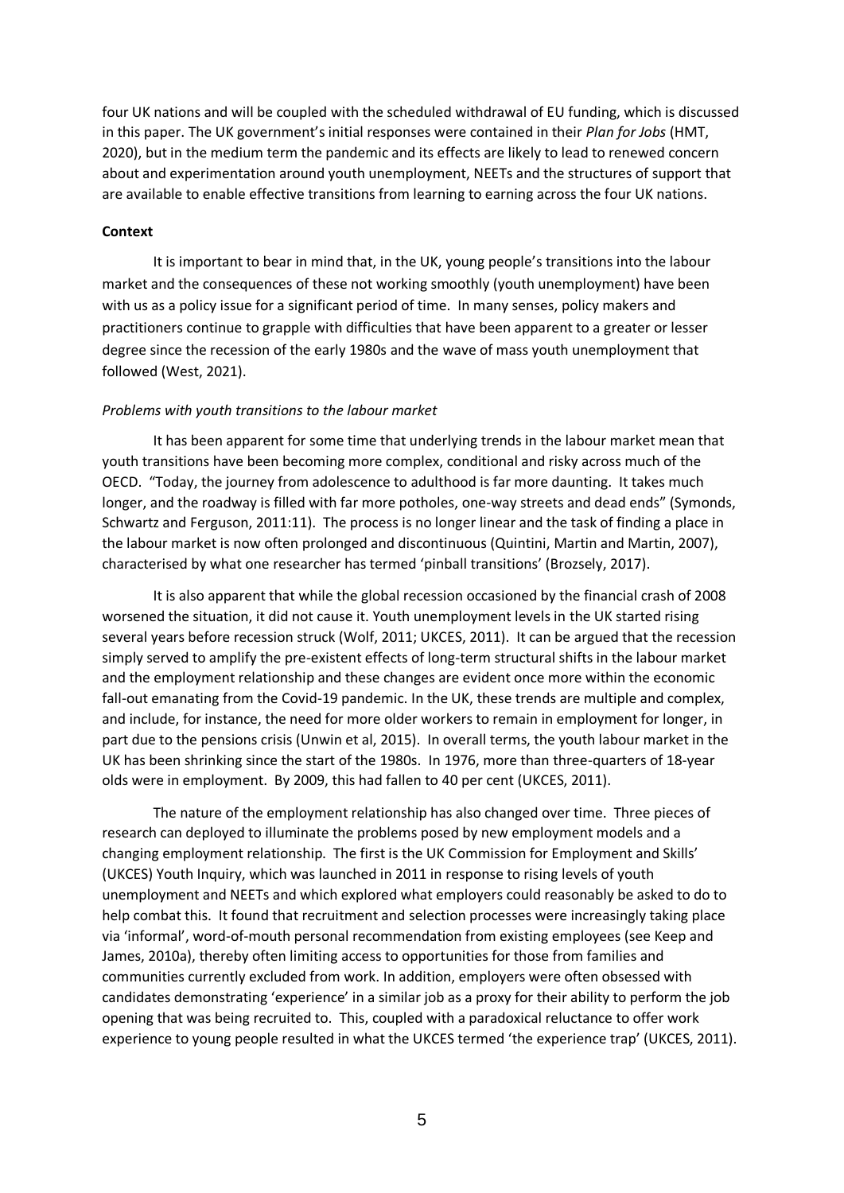four UK nations and will be coupled with the scheduled withdrawal of EU funding, which is discussed in this paper. The UK government's initial responses were contained in their *Plan for Jobs* (HMT, 2020), but in the medium term the pandemic and its effects are likely to lead to renewed concern about and experimentation around youth unemployment, NEETs and the structures of support that are available to enable effective transitions from learning to earning across the four UK nations.

**Context**

It is important to bear in mind that, in the UK, young people's transitions into the labour market and the consequences of these not working smoothly (youth unemployment) have been with us as a policy issue for a significant period of time. In many senses, policy makers and practitioners continue to grapple with difficulties that have been apparent to a greater or lesser degree since the recession of the early 1980s and the wave of mass youth unemployment that followed (West, 2021).

*Problems with youth transitions to the labour market*

It has been apparent for some time that underlying trends in the labour market mean that youth transitions have been becoming more complex, conditional and risky across much of the OECD. "Today, the journey from adolescence to adulthood is far more daunting. It takes much longer, and the roadway is filled with far more potholes, one-way streets and dead ends" (Symonds, Schwartz and Ferguson, 2011:11). The process is no longer linear and the task of finding a place in the labour market is now often prolonged and discontinuous (Quintini, Martin and Martin, 2007), characterised by what one researcher has termed 'pinball transitions' (Brozsely, 2017).

It is also apparent that while the global recession occasioned by the financial crash of 2008 worsened the situation, it did not cause it. Youth unemployment levels in the UK started rising several years before recession struck (Wolf, 2011; UKCES, 2011). It can be argued that the recession simply served to amplify the pre-existent effects of long-term structural shifts in the labour market and the employment relationship and these changes are evident once more within the economic fall-out emanating from the Covid-19 pandemic. In the UK, these trends are multiple and complex, and include, for instance, the need for more older workers to remain in employment for longer, in part due to the pensions crisis (Unwin et al, 2015). In overall terms, the youth labour market in the UK has been shrinking since the start of the 1980s. In 1976, more than three-quarters of 18-year olds were in employment. By 2009, this had fallen to 40 per cent (UKCES, 2011).

The nature of the employment relationship has also changed over time. Three pieces of research can deployed to illuminate the problems posed by new employment models and a changing employment relationship. The first is the UK Commission for Employment and Skills' (UKCES) Youth Inquiry, which was launched in 2011 in response to rising levels of youth unemployment and NEETs and which explored what employers could reasonably be asked to do to help combat this. It found that recruitment and selection processes were increasingly taking place via 'informal', word-of-mouth personal recommendation from existing employees (see Keep and James, 2010a), thereby often limiting access to opportunities for those from families and communities currently excluded from work. In addition, employers were often obsessed with candidates demonstrating 'experience' in a similar job as a proxy for their ability to perform the job opening that was being recruited to. This, coupled with a paradoxical reluctance to offer work experience to young people resulted in what the UKCES termed 'the experience trap' (UKCES, 2011).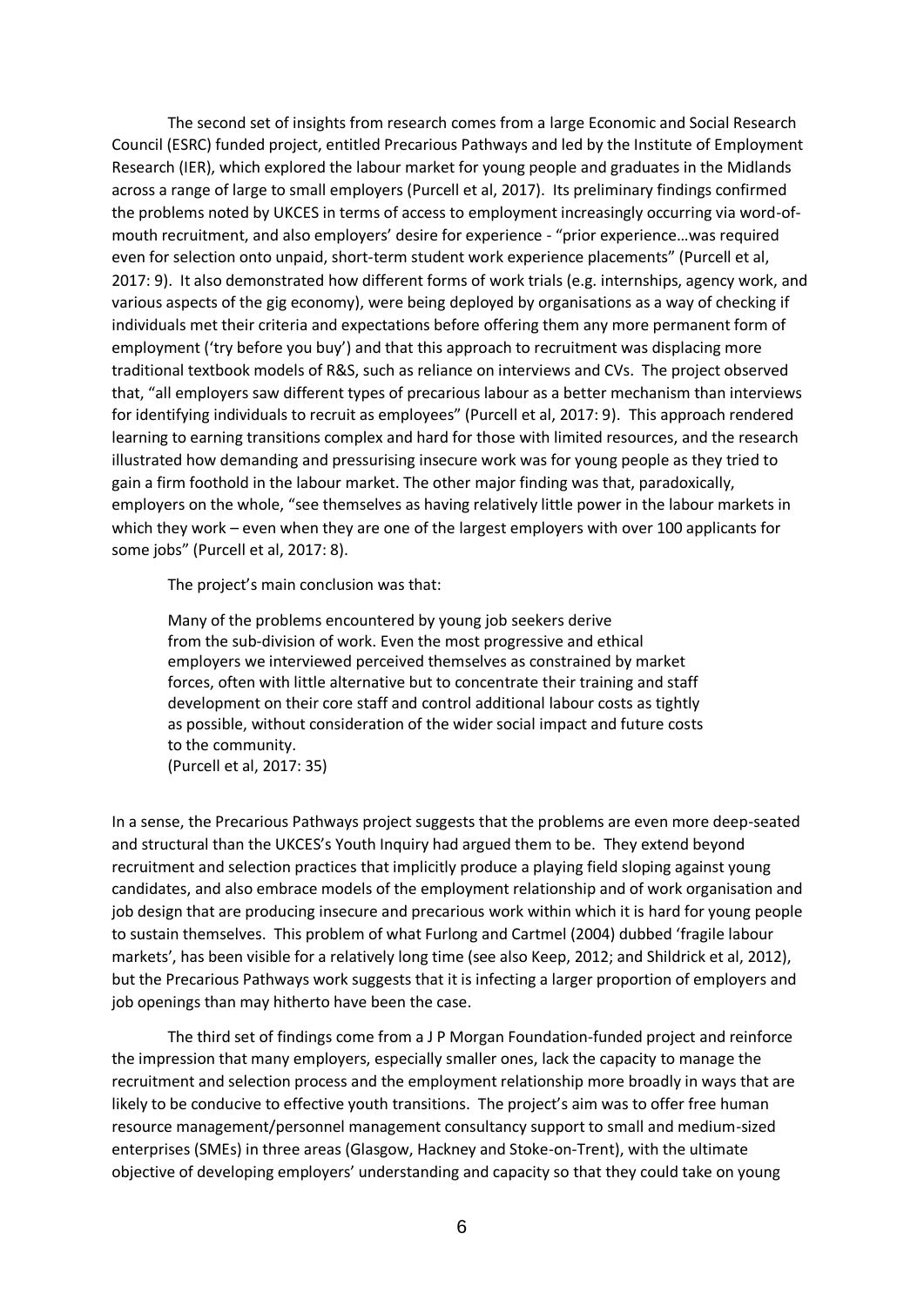The second set of insights from research comes from a large Economic and Social Research Council (ESRC) funded project, entitled Precarious Pathways and led by the Institute of Employment Research (IER), which explored the labour market for young people and graduates in the Midlands across a range of large to small employers (Purcell et al, 2017). Its preliminary findings confirmed the problems noted by UKCES in terms of access to employment increasingly occurring via word-of-mouth recruitment, and also employers' desire for experience - "prior experience…was required even for selection onto unpaid, short-term student work experience placements" (Purcell et al, 2017: 9). It also demonstrated how different forms of work trials (e.g. internships, agency work, and various aspects of the gig economy), were being deployed by organisations as a way of checking if individuals met their criteria and expectations before offering them any more permanent form of employment ('try before you buy') and that this approach to recruitment was displacing more traditional textbook models of R&S, such as reliance on interviews and CVs. The project observed that, "all employers saw different types of precarious labour as a better mechanism than interviews for identifying individuals to recruit as employees" (Purcell et al, 2017: 9). This approach rendered learning to earning transitions complex and hard for those with limited resources, and the research illustrated how demanding and pressurising insecure work was for young people as they tried to gain a firm foothold in the labour market. The other major finding was that, paradoxically, employers on the whole, "see themselves as having relatively little power in the labour markets in which they work – even when they are one of the largest employers with over 100 applicants for some jobs" (Purcell et al, 2017: 8).

The project's main conclusion was that:

> Many of the problems encountered by young job seekers derive from the sub-division of work. Even the most progressive and ethical employers we interviewed perceived themselves as constrained by market forces, often with little alternative but to concentrate their training and staff development on their core staff and control additional labour costs as tightly as possible, without consideration of the wider social impact and future costs to the community.
> (Purcell et al, 2017: 35)

In a sense, the Precarious Pathways project suggests that the problems are even more deep-seated and structural than the UKCES's Youth Inquiry had argued them to be. They extend beyond recruitment and selection practices that implicitly produce a playing field sloping against young candidates, and also embrace models of the employment relationship and of work organisation and job design that are producing insecure and precarious work within which it is hard for young people to sustain themselves. This problem of what Furlong and Cartmel (2004) dubbed 'fragile labour markets', has been visible for a relatively long time (see also Keep, 2012; and Shildrick et al, 2012), but the Precarious Pathways work suggests that it is infecting a larger proportion of employers and job openings than may hitherto have been the case.

The third set of findings come from a J P Morgan Foundation-funded project and reinforce the impression that many employers, especially smaller ones, lack the capacity to manage the recruitment and selection process and the employment relationship more broadly in ways that are likely to be conducive to effective youth transitions. The project's aim was to offer free human resource management/personnel management consultancy support to small and medium-sized enterprises (SMEs) in three areas (Glasgow, Hackney and Stoke-on-Trent), with the ultimate objective of developing employers' understanding and capacity so that they could take on young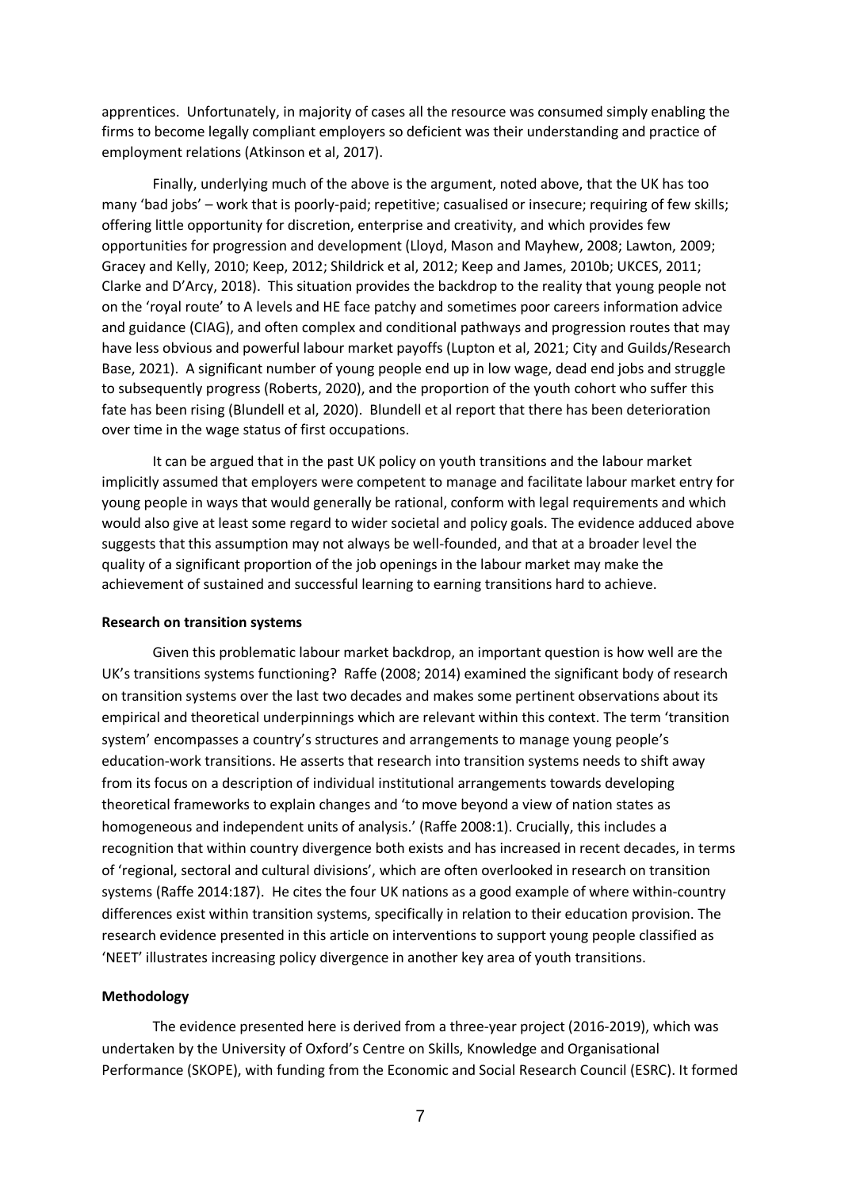apprentices. Unfortunately, in majority of cases all the resource was consumed simply enabling the firms to become legally compliant employers so deficient was their understanding and practice of employment relations (Atkinson et al, 2017).

Finally, underlying much of the above is the argument, noted above, that the UK has too many 'bad jobs' – work that is poorly-paid; repetitive; casualised or insecure; requiring of few skills; offering little opportunity for discretion, enterprise and creativity, and which provides few opportunities for progression and development (Lloyd, Mason and Mayhew, 2008; Lawton, 2009; Gracey and Kelly, 2010; Keep, 2012; Shildrick et al, 2012; Keep and James, 2010b; UKCES, 2011; Clarke and D'Arcy, 2018). This situation provides the backdrop to the reality that young people not on the 'royal route' to A levels and HE face patchy and sometimes poor careers information advice and guidance (CIAG), and often complex and conditional pathways and progression routes that may have less obvious and powerful labour market payoffs (Lupton et al, 2021; City and Guilds/Research Base, 2021). A significant number of young people end up in low wage, dead end jobs and struggle to subsequently progress (Roberts, 2020), and the proportion of the youth cohort who suffer this fate has been rising (Blundell et al, 2020). Blundell et al report that there has been deterioration over time in the wage status of first occupations.

It can be argued that in the past UK policy on youth transitions and the labour market implicitly assumed that employers were competent to manage and facilitate labour market entry for young people in ways that would generally be rational, conform with legal requirements and which would also give at least some regard to wider societal and policy goals. The evidence adduced above suggests that this assumption may not always be well-founded, and that at a broader level the quality of a significant proportion of the job openings in the labour market may make the achievement of sustained and successful learning to earning transitions hard to achieve.

**Research on transition systems**

Given this problematic labour market backdrop, an important question is how well are the UK's transitions systems functioning? Raffe (2008; 2014) examined the significant body of research on transition systems over the last two decades and makes some pertinent observations about its empirical and theoretical underpinnings which are relevant within this context. The term 'transition system' encompasses a country's structures and arrangements to manage young people's education-work transitions. He asserts that research into transition systems needs to shift away from its focus on a description of individual institutional arrangements towards developing theoretical frameworks to explain changes and 'to move beyond a view of nation states as homogeneous and independent units of analysis.' (Raffe 2008:1). Crucially, this includes a recognition that within country divergence both exists and has increased in recent decades, in terms of 'regional, sectoral and cultural divisions', which are often overlooked in research on transition systems (Raffe 2014:187). He cites the four UK nations as a good example of where within-country differences exist within transition systems, specifically in relation to their education provision. The research evidence presented in this article on interventions to support young people classified as 'NEET' illustrates increasing policy divergence in another key area of youth transitions.

**Methodology**

The evidence presented here is derived from a three-year project (2016-2019), which was undertaken by the University of Oxford's Centre on Skills, Knowledge and Organisational Performance (SKOPE), with funding from the Economic and Social Research Council (ESRC). It formed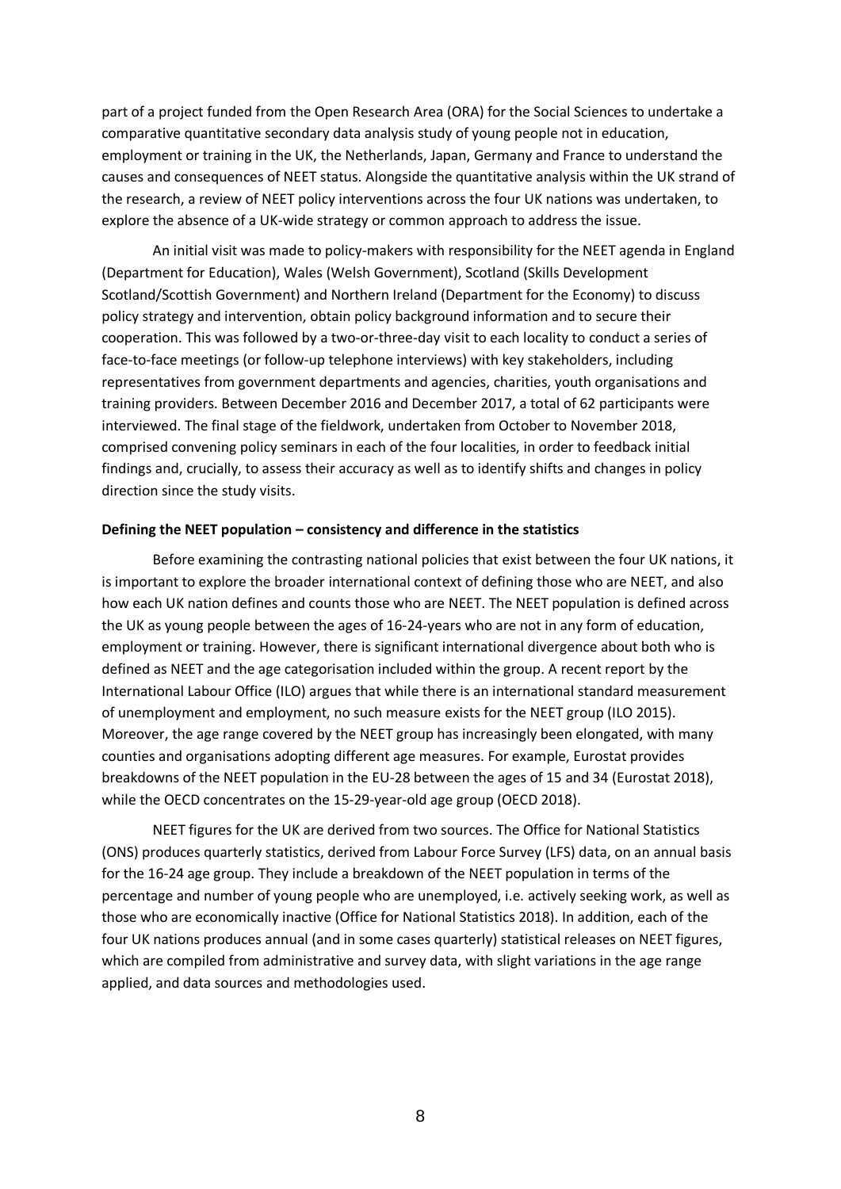part of a project funded from the Open Research Area (ORA) for the Social Sciences to undertake a comparative quantitative secondary data analysis study of young people not in education, employment or training in the UK, the Netherlands, Japan, Germany and France to understand the causes and consequences of NEET status. Alongside the quantitative analysis within the UK strand of the research, a review of NEET policy interventions across the four UK nations was undertaken, to explore the absence of a UK-wide strategy or common approach to address the issue.

An initial visit was made to policy-makers with responsibility for the NEET agenda in England (Department for Education), Wales (Welsh Government), Scotland (Skills Development Scotland/Scottish Government) and Northern Ireland (Department for the Economy) to discuss policy strategy and intervention, obtain policy background information and to secure their cooperation. This was followed by a two-or-three-day visit to each locality to conduct a series of face-to-face meetings (or follow-up telephone interviews) with key stakeholders, including representatives from government departments and agencies, charities, youth organisations and training providers. Between December 2016 and December 2017, a total of 62 participants were interviewed. The final stage of the fieldwork, undertaken from October to November 2018, comprised convening policy seminars in each of the four localities, in order to feedback initial findings and, crucially, to assess their accuracy as well as to identify shifts and changes in policy direction since the study visits.

**Defining the NEET population – consistency and difference in the statistics**

Before examining the contrasting national policies that exist between the four UK nations, it is important to explore the broader international context of defining those who are NEET, and also how each UK nation defines and counts those who are NEET. The NEET population is defined across the UK as young people between the ages of 16-24-years who are not in any form of education, employment or training. However, there is significant international divergence about both who is defined as NEET and the age categorisation included within the group. A recent report by the International Labour Office (ILO) argues that while there is an international standard measurement of unemployment and employment, no such measure exists for the NEET group (ILO 2015). Moreover, the age range covered by the NEET group has increasingly been elongated, with many counties and organisations adopting different age measures. For example, Eurostat provides breakdowns of the NEET population in the EU-28 between the ages of 15 and 34 (Eurostat 2018), while the OECD concentrates on the 15-29-year-old age group (OECD 2018).

NEET figures for the UK are derived from two sources. The Office for National Statistics (ONS) produces quarterly statistics, derived from Labour Force Survey (LFS) data, on an annual basis for the 16-24 age group. They include a breakdown of the NEET population in terms of the percentage and number of young people who are unemployed, i.e. actively seeking work, as well as those who are economically inactive (Office for National Statistics 2018). In addition, each of the four UK nations produces annual (and in some cases quarterly) statistical releases on NEET figures, which are compiled from administrative and survey data, with slight variations in the age range applied, and data sources and methodologies used.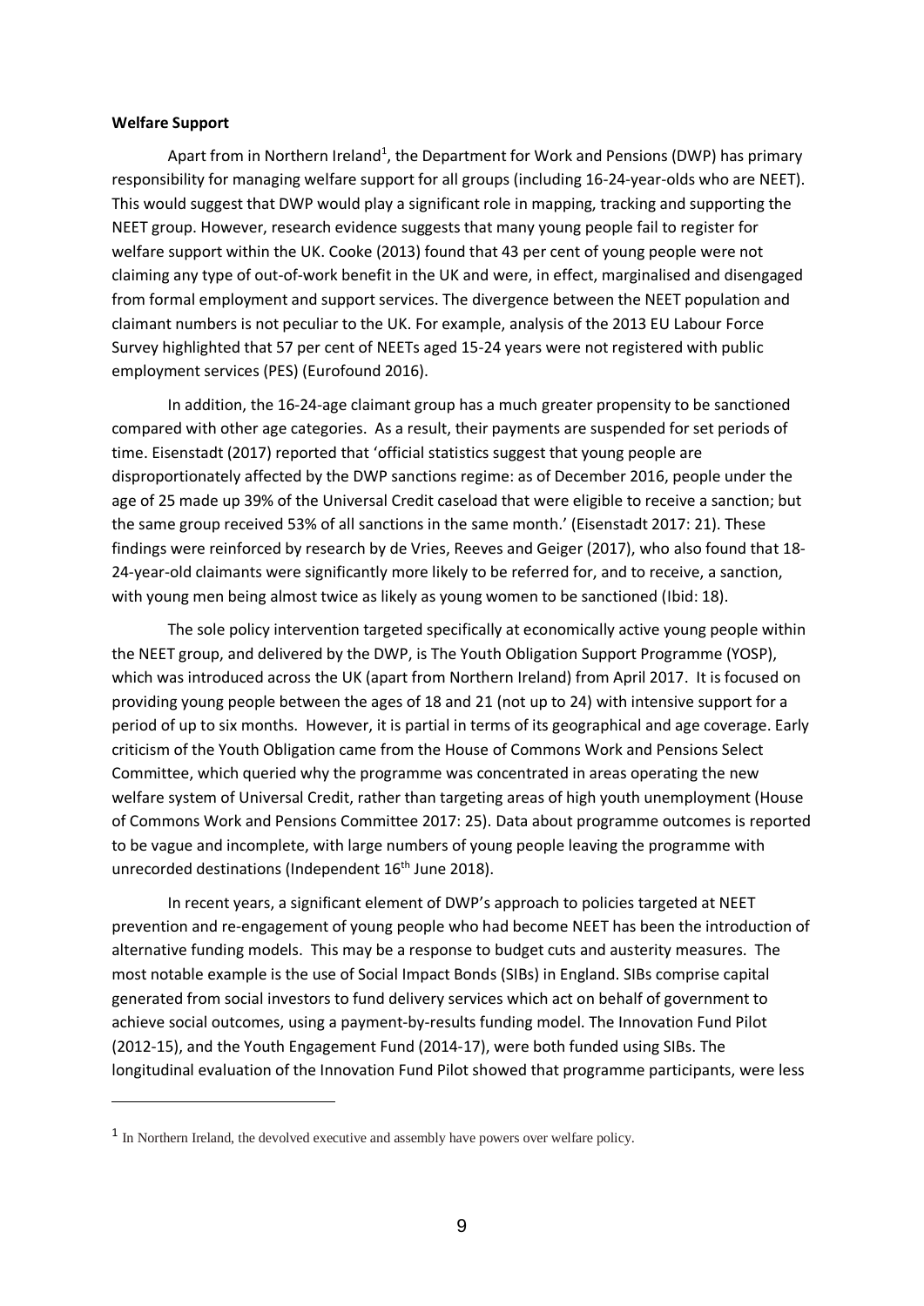**Welfare Support**

Apart from in Northern Ireland[1], the Department for Work and Pensions (DWP) has primary responsibility for managing welfare support for all groups (including 16-24-year-olds who are NEET). This would suggest that DWP would play a significant role in mapping, tracking and supporting the NEET group. However, research evidence suggests that many young people fail to register for welfare support within the UK. Cooke (2013) found that 43 per cent of young people were not claiming any type of out-of-work benefit in the UK and were, in effect, marginalised and disengaged from formal employment and support services. The divergence between the NEET population and claimant numbers is not peculiar to the UK. For example, analysis of the 2013 EU Labour Force Survey highlighted that 57 per cent of NEETs aged 15-24 years were not registered with public employment services (PES) (Eurofound 2016).

In addition, the 16-24-age claimant group has a much greater propensity to be sanctioned compared with other age categories. As a result, their payments are suspended for set periods of time. Eisenstadt (2017) reported that 'official statistics suggest that young people are disproportionately affected by the DWP sanctions regime: as of December 2016, people under the age of 25 made up 39% of the Universal Credit caseload that were eligible to receive a sanction; but the same group received 53% of all sanctions in the same month.' (Eisenstadt 2017: 21). These findings were reinforced by research by de Vries, Reeves and Geiger (2017), who also found that 18-24-year-old claimants were significantly more likely to be referred for, and to receive, a sanction, with young men being almost twice as likely as young women to be sanctioned (Ibid: 18).

The sole policy intervention targeted specifically at economically active young people within the NEET group, and delivered by the DWP, is The Youth Obligation Support Programme (YOSP), which was introduced across the UK (apart from Northern Ireland) from April 2017. It is focused on providing young people between the ages of 18 and 21 (not up to 24) with intensive support for a period of up to six months. However, it is partial in terms of its geographical and age coverage. Early criticism of the Youth Obligation came from the House of Commons Work and Pensions Select Committee, which queried why the programme was concentrated in areas operating the new welfare system of Universal Credit, rather than targeting areas of high youth unemployment (House of Commons Work and Pensions Committee 2017: 25). Data about programme outcomes is reported to be vague and incomplete, with large numbers of young people leaving the programme with unrecorded destinations (Independent 16th June 2018).

In recent years, a significant element of DWP's approach to policies targeted at NEET prevention and re-engagement of young people who had become NEET has been the introduction of alternative funding models. This may be a response to budget cuts and austerity measures. The most notable example is the use of Social Impact Bonds (SIBs) in England. SIBs comprise capital generated from social investors to fund delivery services which act on behalf of government to achieve social outcomes, using a payment-by-results funding model. The Innovation Fund Pilot (2012-15), and the Youth Engagement Fund (2014-17), were both funded using SIBs. The longitudinal evaluation of the Innovation Fund Pilot showed that programme participants, were less

[1] In Northern Ireland, the devolved executive and assembly have powers over welfare policy.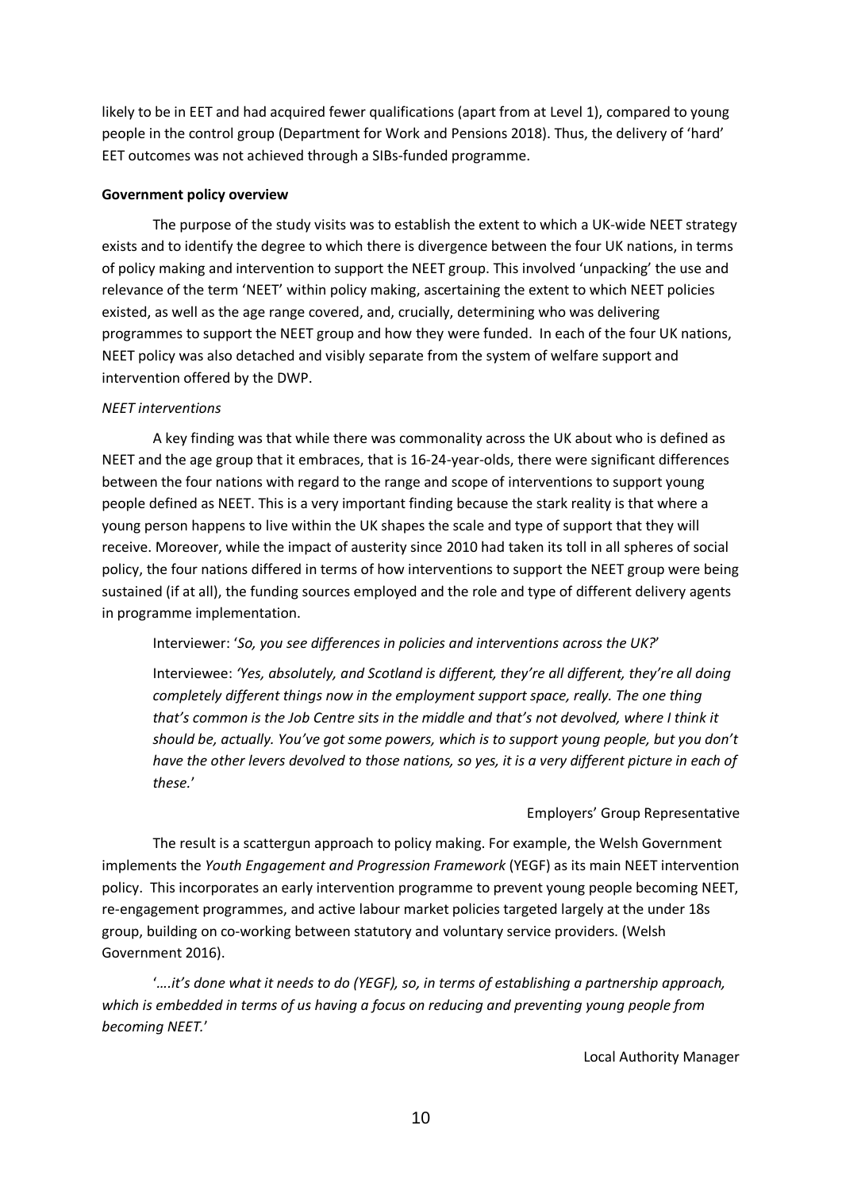likely to be in EET and had acquired fewer qualifications (apart from at Level 1), compared to young people in the control group (Department for Work and Pensions 2018). Thus, the delivery of 'hard' EET outcomes was not achieved through a SIBs-funded programme.

**Government policy overview**

The purpose of the study visits was to establish the extent to which a UK-wide NEET strategy exists and to identify the degree to which there is divergence between the four UK nations, in terms of policy making and intervention to support the NEET group. This involved 'unpacking' the use and relevance of the term 'NEET' within policy making, ascertaining the extent to which NEET policies existed, as well as the age range covered, and, crucially, determining who was delivering programmes to support the NEET group and how they were funded. In each of the four UK nations, NEET policy was also detached and visibly separate from the system of welfare support and intervention offered by the DWP.

*NEET interventions*

A key finding was that while there was commonality across the UK about who is defined as NEET and the age group that it embraces, that is 16-24-year-olds, there were significant differences between the four nations with regard to the range and scope of interventions to support young people defined as NEET. This is a very important finding because the stark reality is that where a young person happens to live within the UK shapes the scale and type of support that they will receive. Moreover, while the impact of austerity since 2010 had taken its toll in all spheres of social policy, the four nations differed in terms of how interventions to support the NEET group were being sustained (if at all), the funding sources employed and the role and type of different delivery agents in programme implementation.

> Interviewer: '*So, you see differences in policies and interventions across the UK?*'
>
> Interviewee: *'Yes, absolutely, and Scotland is different, they're all different, they're all doing completely different things now in the employment support space, really. The one thing that's common is the Job Centre sits in the middle and that's not devolved, where I think it should be, actually. You've got some powers, which is to support young people, but you don't have the other levers devolved to those nations, so yes, it is a very different picture in each of these.*'
>
> Employers' Group Representative

The result is a scattergun approach to policy making. For example, the Welsh Government implements the *Youth Engagement and Progression Framework* (YEGF) as its main NEET intervention policy. This incorporates an early intervention programme to prevent young people becoming NEET, re-engagement programmes, and active labour market policies targeted largely at the under 18s group, building on co-working between statutory and voluntary service providers. (Welsh Government 2016).

> '*….it's done what it needs to do (YEGF), so, in terms of establishing a partnership approach, which is embedded in terms of us having a focus on reducing and preventing young people from becoming NEET.*'
>
> Local Authority Manager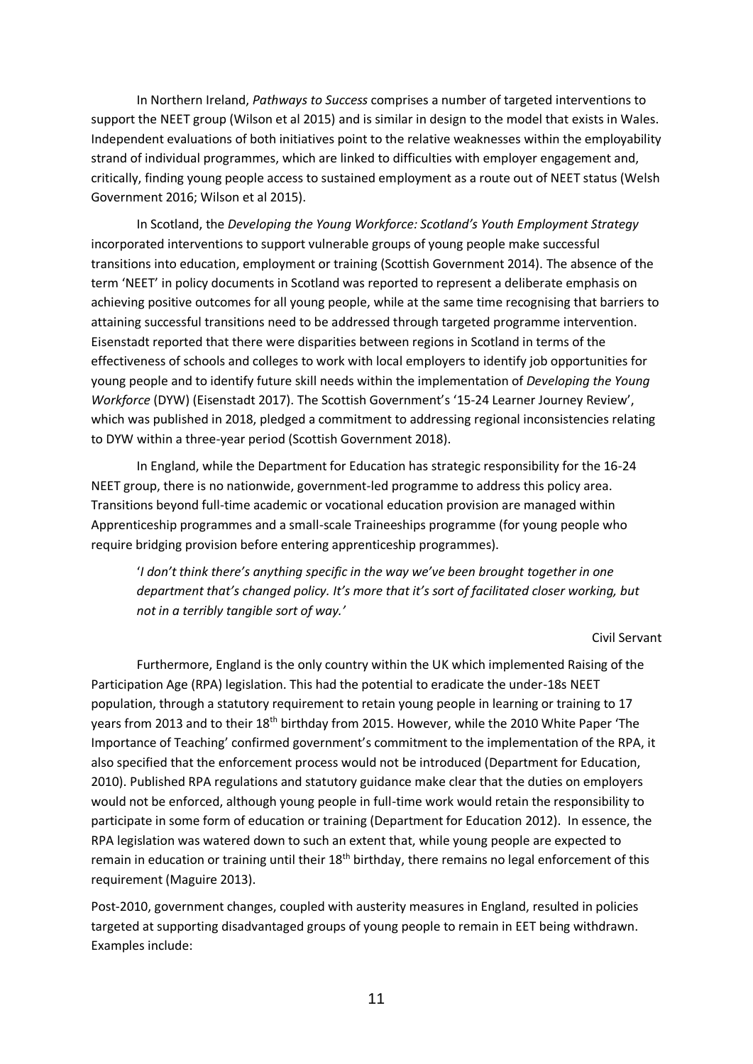In Northern Ireland, *Pathways to Success* comprises a number of targeted interventions to support the NEET group (Wilson et al 2015) and is similar in design to the model that exists in Wales. Independent evaluations of both initiatives point to the relative weaknesses within the employability strand of individual programmes, which are linked to difficulties with employer engagement and, critically, finding young people access to sustained employment as a route out of NEET status (Welsh Government 2016; Wilson et al 2015).

In Scotland, the *Developing the Young Workforce: Scotland's Youth Employment Strategy* incorporated interventions to support vulnerable groups of young people make successful transitions into education, employment or training (Scottish Government 2014). The absence of the term 'NEET' in policy documents in Scotland was reported to represent a deliberate emphasis on achieving positive outcomes for all young people, while at the same time recognising that barriers to attaining successful transitions need to be addressed through targeted programme intervention. Eisenstadt reported that there were disparities between regions in Scotland in terms of the effectiveness of schools and colleges to work with local employers to identify job opportunities for young people and to identify future skill needs within the implementation of *Developing the Young Workforce* (DYW) (Eisenstadt 2017). The Scottish Government's '15-24 Learner Journey Review', which was published in 2018, pledged a commitment to addressing regional inconsistencies relating to DYW within a three-year period (Scottish Government 2018).

In England, while the Department for Education has strategic responsibility for the 16-24 NEET group, there is no nationwide, government-led programme to address this policy area. Transitions beyond full-time academic or vocational education provision are managed within Apprenticeship programmes and a small-scale Traineeships programme (for young people who require bridging provision before entering apprenticeship programmes).

> '*I don't think there's anything specific in the way we've been brought together in one department that's changed policy. It's more that it's sort of facilitated closer working, but not in a terribly tangible sort of way.*'
>
> Civil Servant

Furthermore, England is the only country within the UK which implemented Raising of the Participation Age (RPA) legislation. This had the potential to eradicate the under-18s NEET population, through a statutory requirement to retain young people in learning or training to 17 years from 2013 and to their 18th birthday from 2015. However, while the 2010 White Paper 'The Importance of Teaching' confirmed government's commitment to the implementation of the RPA, it also specified that the enforcement process would not be introduced (Department for Education, 2010). Published RPA regulations and statutory guidance make clear that the duties on employers would not be enforced, although young people in full-time work would retain the responsibility to participate in some form of education or training (Department for Education 2012). In essence, the RPA legislation was watered down to such an extent that, while young people are expected to remain in education or training until their 18th birthday, there remains no legal enforcement of this requirement (Maguire 2013).

Post-2010, government changes, coupled with austerity measures in England, resulted in policies targeted at supporting disadvantaged groups of young people to remain in EET being withdrawn. Examples include: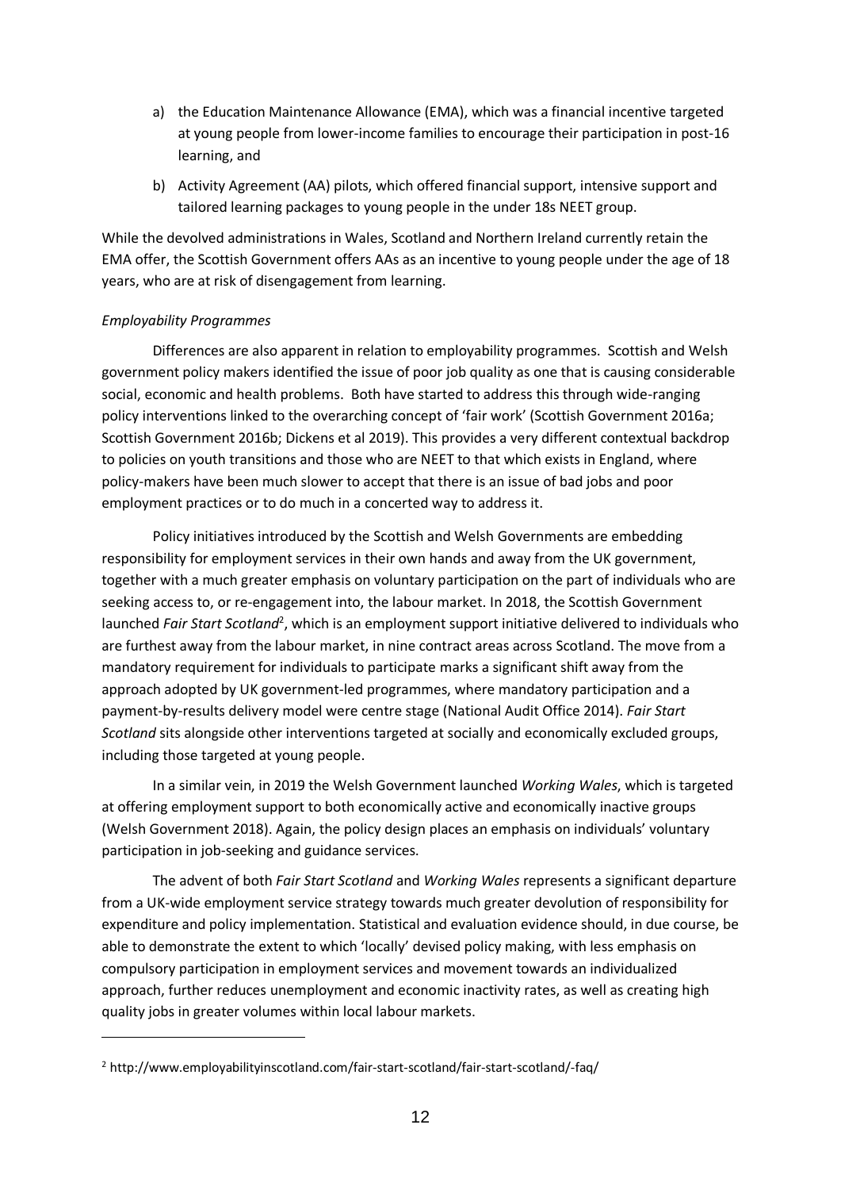a) the Education Maintenance Allowance (EMA), which was a financial incentive targeted at young people from lower-income families to encourage their participation in post-16 learning, and

b) Activity Agreement (AA) pilots, which offered financial support, intensive support and tailored learning packages to young people in the under 18s NEET group.

While the devolved administrations in Wales, Scotland and Northern Ireland currently retain the EMA offer, the Scottish Government offers AAs as an incentive to young people under the age of 18 years, who are at risk of disengagement from learning.

*Employability Programmes*

Differences are also apparent in relation to employability programmes. Scottish and Welsh government policy makers identified the issue of poor job quality as one that is causing considerable social, economic and health problems. Both have started to address this through wide-ranging policy interventions linked to the overarching concept of 'fair work' (Scottish Government 2016a; Scottish Government 2016b; Dickens et al 2019). This provides a very different contextual backdrop to policies on youth transitions and those who are NEET to that which exists in England, where policy-makers have been much slower to accept that there is an issue of bad jobs and poor employment practices or to do much in a concerted way to address it.

Policy initiatives introduced by the Scottish and Welsh Governments are embedding responsibility for employment services in their own hands and away from the UK government, together with a much greater emphasis on voluntary participation on the part of individuals who are seeking access to, or re-engagement into, the labour market. In 2018, the Scottish Government launched *Fair Start Scotland*[2], which is an employment support initiative delivered to individuals who are furthest away from the labour market, in nine contract areas across Scotland. The move from a mandatory requirement for individuals to participate marks a significant shift away from the approach adopted by UK government-led programmes, where mandatory participation and a payment-by-results delivery model were centre stage (National Audit Office 2014). *Fair Start Scotland* sits alongside other interventions targeted at socially and economically excluded groups, including those targeted at young people.

In a similar vein, in 2019 the Welsh Government launched *Working Wales*, which is targeted at offering employment support to both economically active and economically inactive groups (Welsh Government 2018). Again, the policy design places an emphasis on individuals' voluntary participation in job-seeking and guidance services.

The advent of both *Fair Start Scotland* and *Working Wales* represents a significant departure from a UK-wide employment service strategy towards much greater devolution of responsibility for expenditure and policy implementation. Statistical and evaluation evidence should, in due course, be able to demonstrate the extent to which 'locally' devised policy making, with less emphasis on compulsory participation in employment services and movement towards an individualized approach, further reduces unemployment and economic inactivity rates, as well as creating high quality jobs in greater volumes within local labour markets.

---

[2] http://www.employabilityinscotland.com/fair-start-scotland/fair-start-scotland/-faq/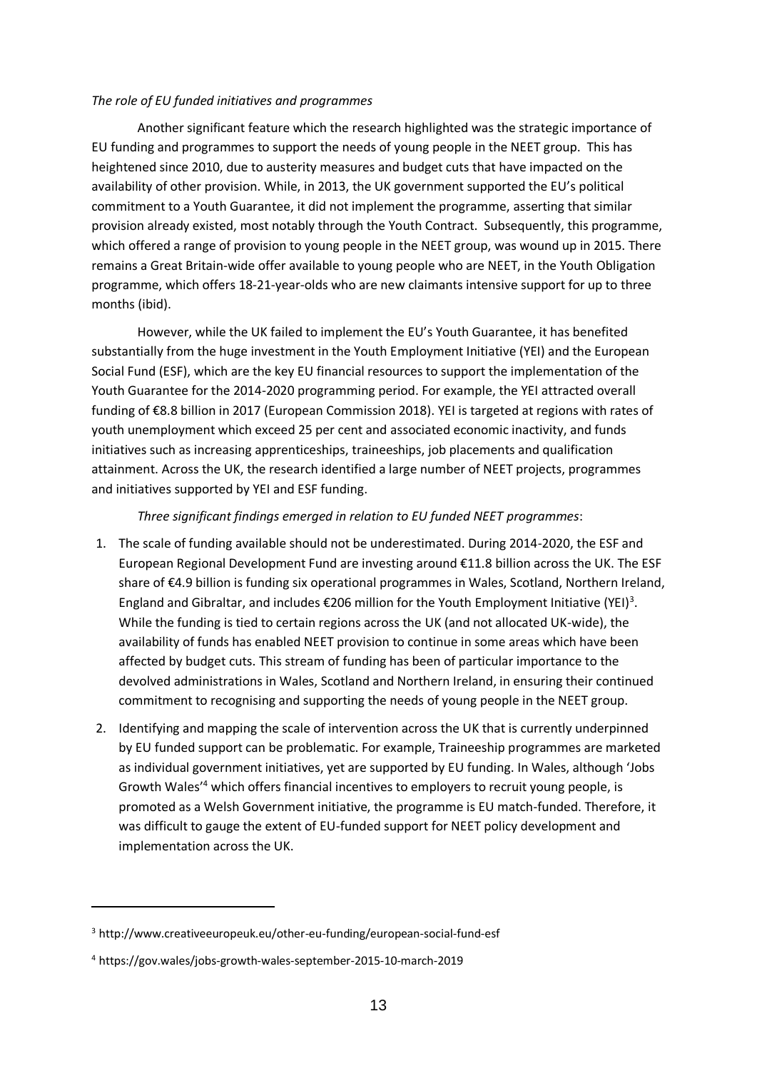*The role of EU funded initiatives and programmes*

Another significant feature which the research highlighted was the strategic importance of EU funding and programmes to support the needs of young people in the NEET group. This has heightened since 2010, due to austerity measures and budget cuts that have impacted on the availability of other provision. While, in 2013, the UK government supported the EU's political commitment to a Youth Guarantee, it did not implement the programme, asserting that similar provision already existed, most notably through the Youth Contract. Subsequently, this programme, which offered a range of provision to young people in the NEET group, was wound up in 2015. There remains a Great Britain-wide offer available to young people who are NEET, in the Youth Obligation programme, which offers 18-21-year-olds who are new claimants intensive support for up to three months (ibid).

However, while the UK failed to implement the EU's Youth Guarantee, it has benefited substantially from the huge investment in the Youth Employment Initiative (YEI) and the European Social Fund (ESF), which are the key EU financial resources to support the implementation of the Youth Guarantee for the 2014-2020 programming period. For example, the YEI attracted overall funding of €8.8 billion in 2017 (European Commission 2018). YEI is targeted at regions with rates of youth unemployment which exceed 25 per cent and associated economic inactivity, and funds initiatives such as increasing apprenticeships, traineeships, job placements and qualification attainment. Across the UK, the research identified a large number of NEET projects, programmes and initiatives supported by YEI and ESF funding.

*Three significant findings emerged in relation to EU funded NEET programmes*:

1. The scale of funding available should not be underestimated. During 2014-2020, the ESF and European Regional Development Fund are investing around €11.8 billion across the UK. The ESF share of €4.9 billion is funding six operational programmes in Wales, Scotland, Northern Ireland, England and Gibraltar, and includes €206 million for the Youth Employment Initiative (YEI)[3]. While the funding is tied to certain regions across the UK (and not allocated UK-wide), the availability of funds has enabled NEET provision to continue in some areas which have been affected by budget cuts. This stream of funding has been of particular importance to the devolved administrations in Wales, Scotland and Northern Ireland, in ensuring their continued commitment to recognising and supporting the needs of young people in the NEET group.
2. Identifying and mapping the scale of intervention across the UK that is currently underpinned by EU funded support can be problematic. For example, Traineeship programmes are marketed as individual government initiatives, yet are supported by EU funding. In Wales, although 'Jobs Growth Wales'[4] which offers financial incentives to employers to recruit young people, is promoted as a Welsh Government initiative, the programme is EU match-funded. Therefore, it was difficult to gauge the extent of EU-funded support for NEET policy development and implementation across the UK.

---

[3] http://www.creativeeuropeuk.eu/other-eu-funding/european-social-fund-esf

[4] https://gov.wales/jobs-growth-wales-september-2015-10-march-2019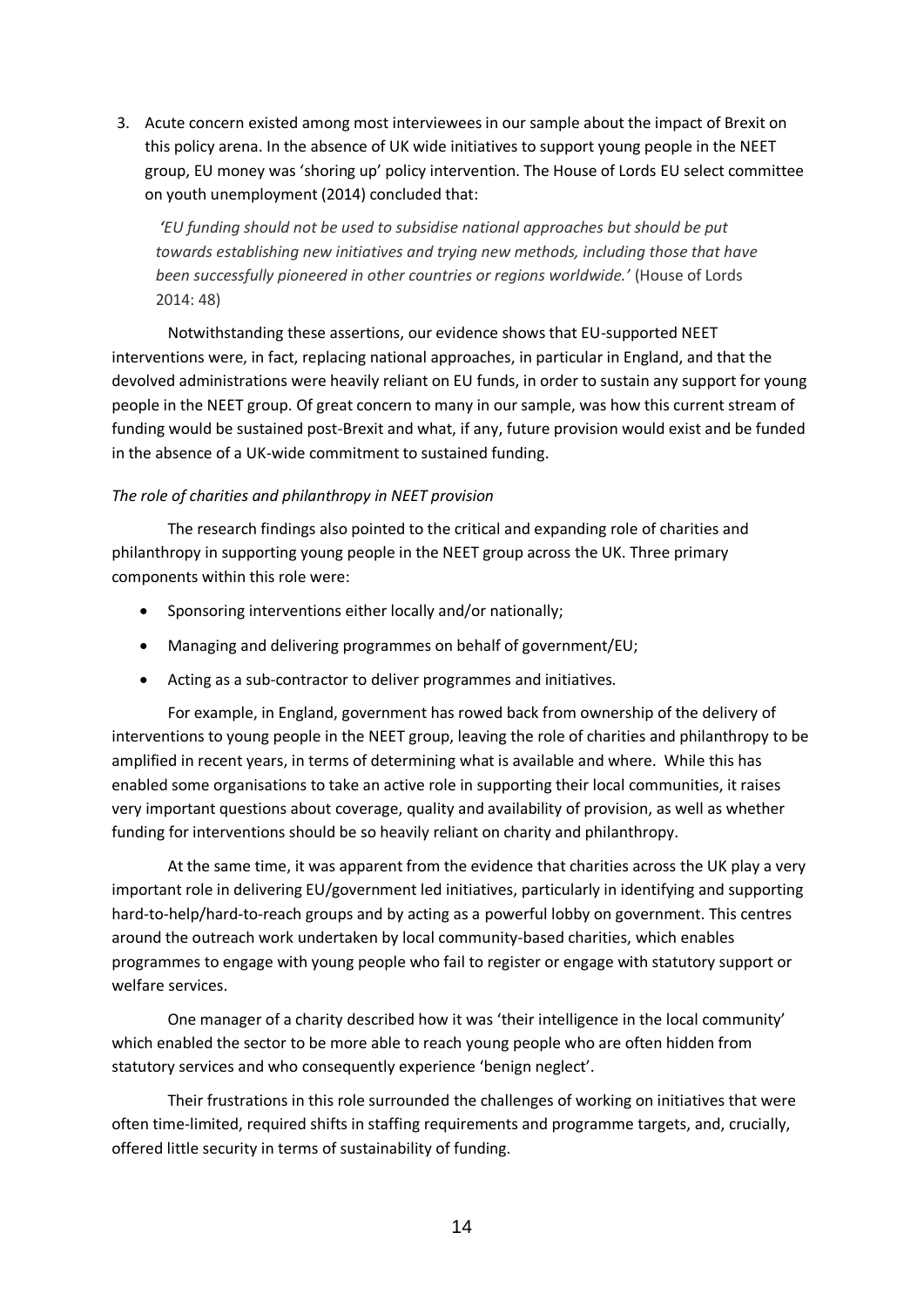3. Acute concern existed among most interviewees in our sample about the impact of Brexit on this policy arena. In the absence of UK wide initiatives to support young people in the NEET group, EU money was 'shoring up' policy intervention. The House of Lords EU select committee on youth unemployment (2014) concluded that:

> *'EU funding should not be used to subsidise national approaches but should be put towards establishing new initiatives and trying new methods, including those that have been successfully pioneered in other countries or regions worldwide.'* (House of Lords 2014: 48)

Notwithstanding these assertions, our evidence shows that EU-supported NEET interventions were, in fact, replacing national approaches, in particular in England, and that the devolved administrations were heavily reliant on EU funds, in order to sustain any support for young people in the NEET group. Of great concern to many in our sample, was how this current stream of funding would be sustained post-Brexit and what, if any, future provision would exist and be funded in the absence of a UK-wide commitment to sustained funding.

*The role of charities and philanthropy in NEET provision*

The research findings also pointed to the critical and expanding role of charities and philanthropy in supporting young people in the NEET group across the UK. Three primary components within this role were:

- Sponsoring interventions either locally and/or nationally;
- Managing and delivering programmes on behalf of government/EU;
- Acting as a sub-contractor to deliver programmes and initiatives.

For example, in England, government has rowed back from ownership of the delivery of interventions to young people in the NEET group, leaving the role of charities and philanthropy to be amplified in recent years, in terms of determining what is available and where. While this has enabled some organisations to take an active role in supporting their local communities, it raises very important questions about coverage, quality and availability of provision, as well as whether funding for interventions should be so heavily reliant on charity and philanthropy.

At the same time, it was apparent from the evidence that charities across the UK play a very important role in delivering EU/government led initiatives, particularly in identifying and supporting hard-to-help/hard-to-reach groups and by acting as a powerful lobby on government. This centres around the outreach work undertaken by local community-based charities, which enables programmes to engage with young people who fail to register or engage with statutory support or welfare services.

One manager of a charity described how it was 'their intelligence in the local community' which enabled the sector to be more able to reach young people who are often hidden from statutory services and who consequently experience 'benign neglect'.

Their frustrations in this role surrounded the challenges of working on initiatives that were often time-limited, required shifts in staffing requirements and programme targets, and, crucially, offered little security in terms of sustainability of funding.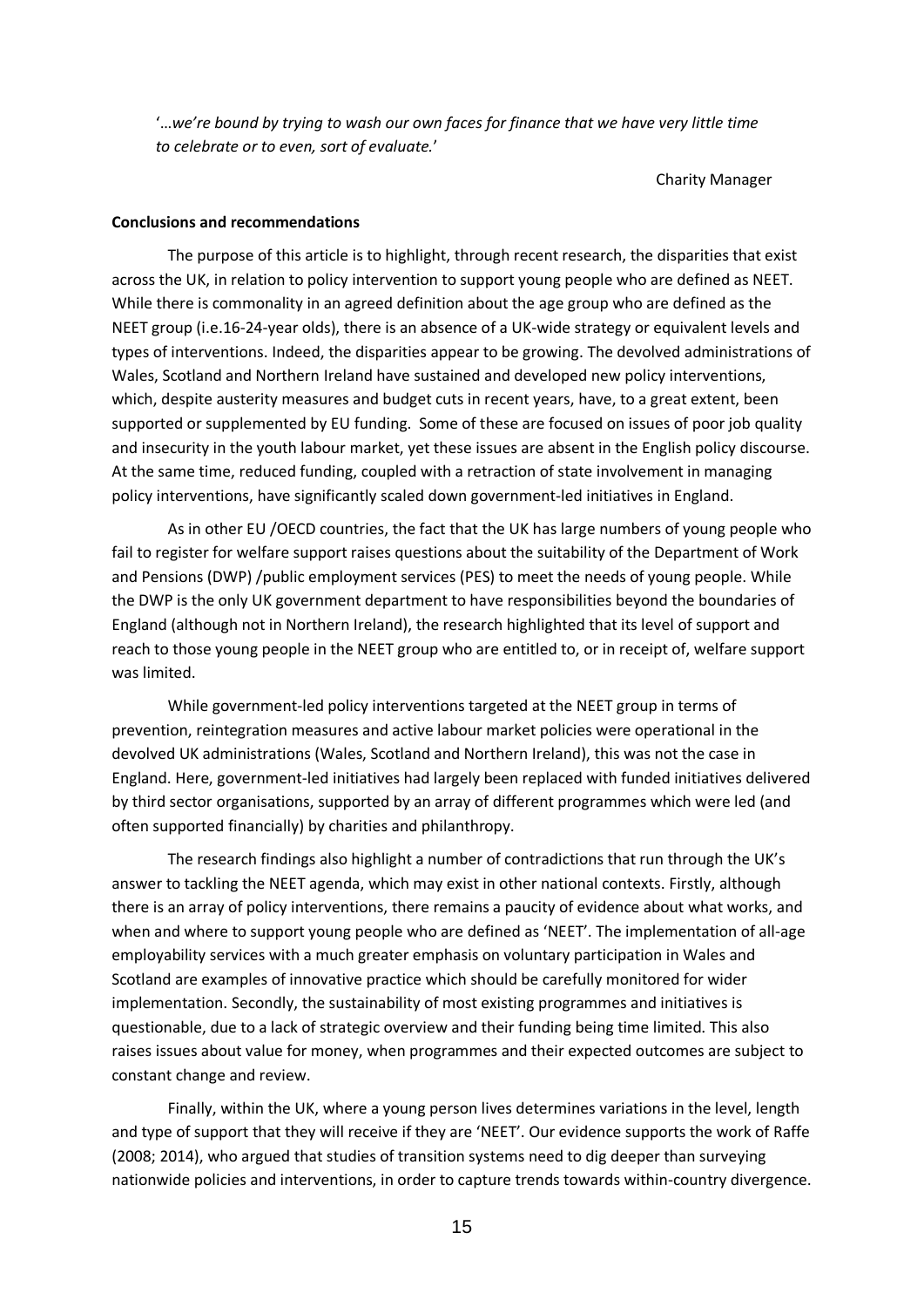'…*we're bound by trying to wash our own faces for finance that we have very little time to celebrate or to even, sort of evaluate.*'

Charity Manager

**Conclusions and recommendations**

The purpose of this article is to highlight, through recent research, the disparities that exist across the UK, in relation to policy intervention to support young people who are defined as NEET. While there is commonality in an agreed definition about the age group who are defined as the NEET group (i.e.16-24-year olds), there is an absence of a UK-wide strategy or equivalent levels and types of interventions. Indeed, the disparities appear to be growing. The devolved administrations of Wales, Scotland and Northern Ireland have sustained and developed new policy interventions, which, despite austerity measures and budget cuts in recent years, have, to a great extent, been supported or supplemented by EU funding. Some of these are focused on issues of poor job quality and insecurity in the youth labour market, yet these issues are absent in the English policy discourse. At the same time, reduced funding, coupled with a retraction of state involvement in managing policy interventions, have significantly scaled down government-led initiatives in England.

As in other EU /OECD countries, the fact that the UK has large numbers of young people who fail to register for welfare support raises questions about the suitability of the Department of Work and Pensions (DWP) /public employment services (PES) to meet the needs of young people. While the DWP is the only UK government department to have responsibilities beyond the boundaries of England (although not in Northern Ireland), the research highlighted that its level of support and reach to those young people in the NEET group who are entitled to, or in receipt of, welfare support was limited.

While government-led policy interventions targeted at the NEET group in terms of prevention, reintegration measures and active labour market policies were operational in the devolved UK administrations (Wales, Scotland and Northern Ireland), this was not the case in England. Here, government-led initiatives had largely been replaced with funded initiatives delivered by third sector organisations, supported by an array of different programmes which were led (and often supported financially) by charities and philanthropy.

The research findings also highlight a number of contradictions that run through the UK's answer to tackling the NEET agenda, which may exist in other national contexts. Firstly, although there is an array of policy interventions, there remains a paucity of evidence about what works, and when and where to support young people who are defined as 'NEET'. The implementation of all-age employability services with a much greater emphasis on voluntary participation in Wales and Scotland are examples of innovative practice which should be carefully monitored for wider implementation. Secondly, the sustainability of most existing programmes and initiatives is questionable, due to a lack of strategic overview and their funding being time limited. This also raises issues about value for money, when programmes and their expected outcomes are subject to constant change and review.

Finally, within the UK, where a young person lives determines variations in the level, length and type of support that they will receive if they are 'NEET'. Our evidence supports the work of Raffe (2008; 2014), who argued that studies of transition systems need to dig deeper than surveying nationwide policies and interventions, in order to capture trends towards within-country divergence.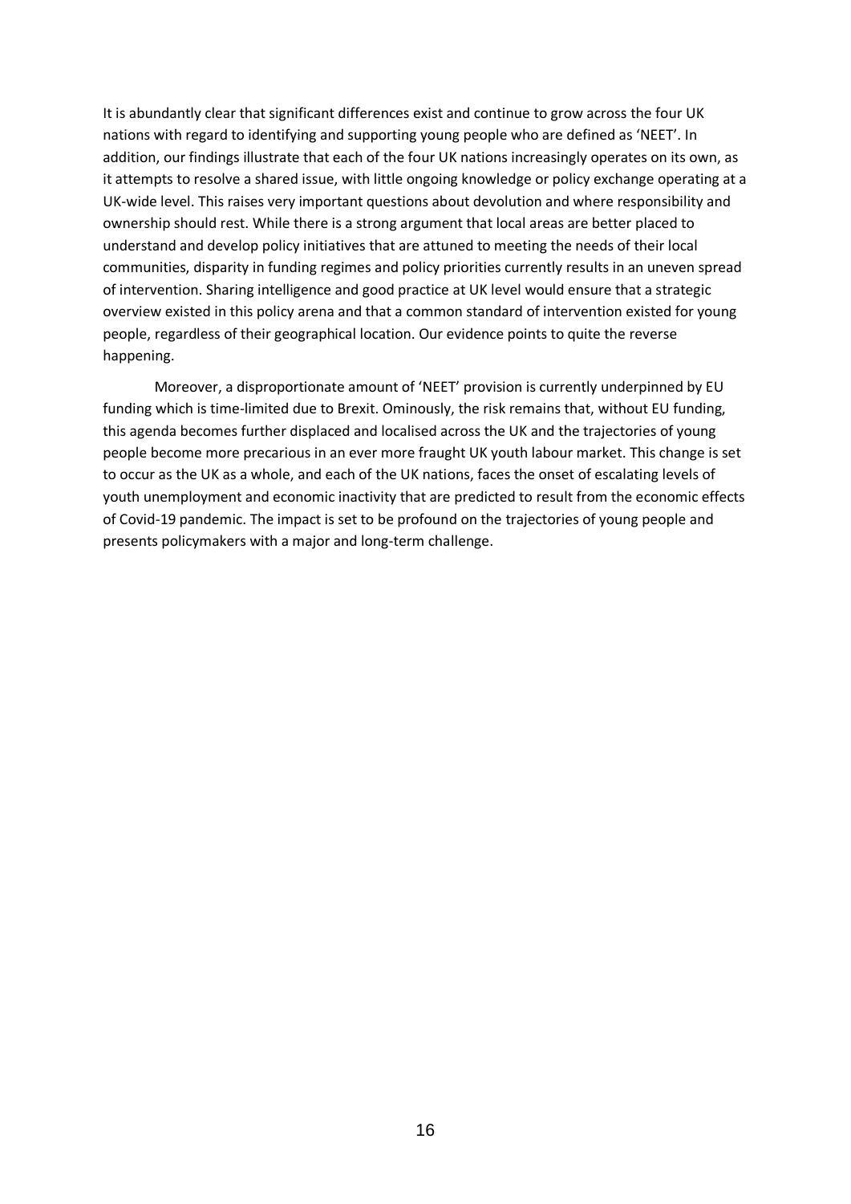It is abundantly clear that significant differences exist and continue to grow across the four UK nations with regard to identifying and supporting young people who are defined as 'NEET'. In addition, our findings illustrate that each of the four UK nations increasingly operates on its own, as it attempts to resolve a shared issue, with little ongoing knowledge or policy exchange operating at a UK-wide level. This raises very important questions about devolution and where responsibility and ownership should rest. While there is a strong argument that local areas are better placed to understand and develop policy initiatives that are attuned to meeting the needs of their local communities, disparity in funding regimes and policy priorities currently results in an uneven spread of intervention. Sharing intelligence and good practice at UK level would ensure that a strategic overview existed in this policy arena and that a common standard of intervention existed for young people, regardless of their geographical location. Our evidence points to quite the reverse happening.

Moreover, a disproportionate amount of 'NEET' provision is currently underpinned by EU funding which is time-limited due to Brexit. Ominously, the risk remains that, without EU funding, this agenda becomes further displaced and localised across the UK and the trajectories of young people become more precarious in an ever more fraught UK youth labour market. This change is set to occur as the UK as a whole, and each of the UK nations, faces the onset of escalating levels of youth unemployment and economic inactivity that are predicted to result from the economic effects of Covid-19 pandemic. The impact is set to be profound on the trajectories of young people and presents policymakers with a major and long-term challenge.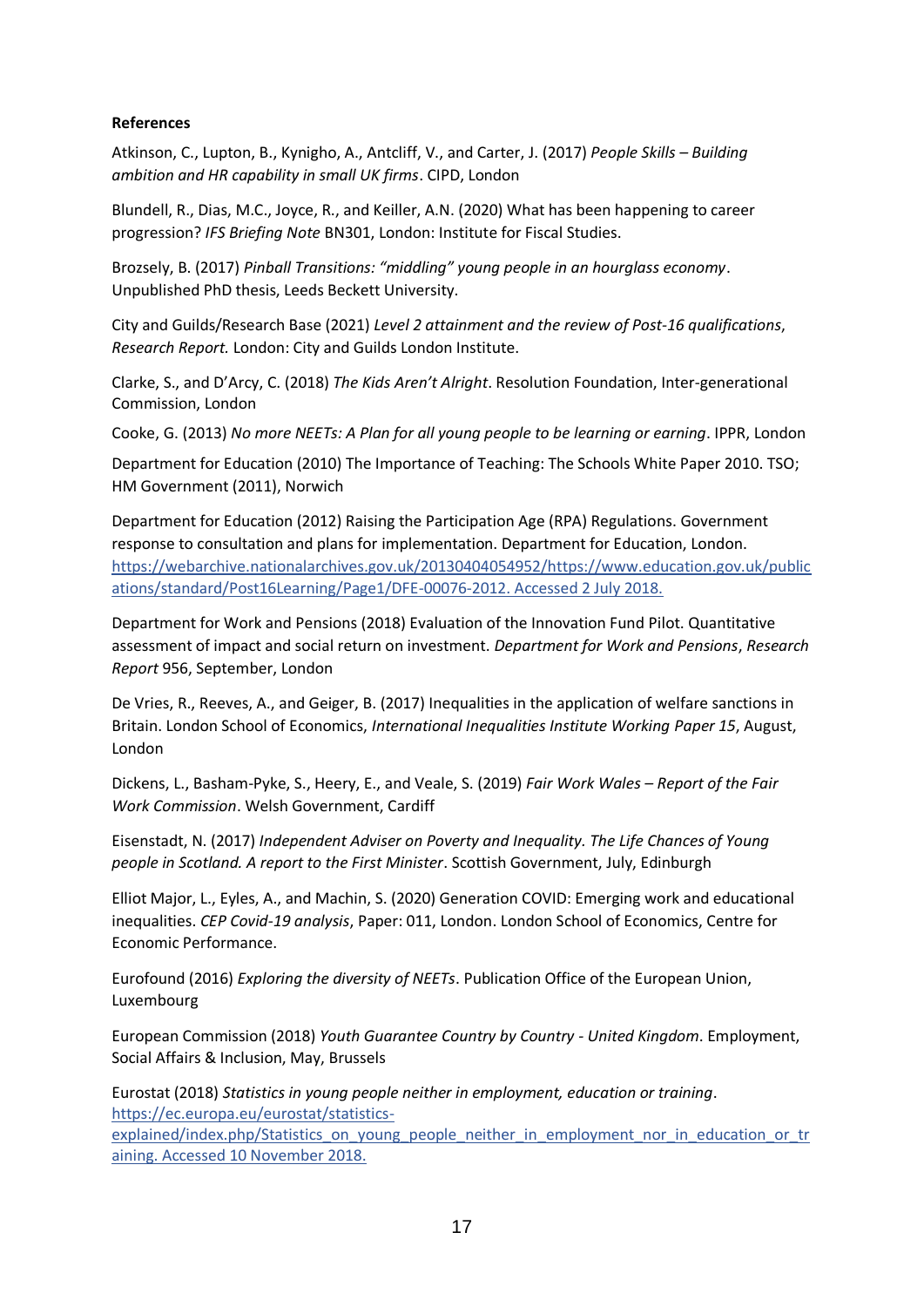**References**

Atkinson, C., Lupton, B., Kynigho, A., Antcliff, V., and Carter, J. (2017) *People Skills – Building ambition and HR capability in small UK firms*. CIPD, London

Blundell, R., Dias, M.C., Joyce, R., and Keiller, A.N. (2020) What has been happening to career progression? *IFS Briefing Note* BN301, London: Institute for Fiscal Studies.

Brozsely, B. (2017) *Pinball Transitions: "middling" young people in an hourglass economy*. Unpublished PhD thesis, Leeds Beckett University.

City and Guilds/Research Base (2021) *Level 2 attainment and the review of Post-16 qualifications*, *Research Report.* London: City and Guilds London Institute.

Clarke, S., and D'Arcy, C. (2018) *The Kids Aren't Alright*. Resolution Foundation, Inter-generational Commission, London

Cooke, G. (2013) *No more NEETs: A Plan for all young people to be learning or earning*. IPPR, London

Department for Education (2010) The Importance of Teaching: The Schools White Paper 2010. TSO; HM Government (2011), Norwich

Department for Education (2012) Raising the Participation Age (RPA) Regulations. Government response to consultation and plans for implementation. Department for Education, London. https://webarchive.nationalarchives.gov.uk/20130404054952/https://www.education.gov.uk/publications/standard/Post16Learning/Page1/DFE-00076-2012. Accessed 2 July 2018.

Department for Work and Pensions (2018) Evaluation of the Innovation Fund Pilot. Quantitative assessment of impact and social return on investment. *Department for Work and Pensions*, *Research Report* 956, September, London

De Vries, R., Reeves, A., and Geiger, B. (2017) Inequalities in the application of welfare sanctions in Britain. London School of Economics, *International Inequalities Institute Working Paper 15*, August, London

Dickens, L., Basham-Pyke, S., Heery, E., and Veale, S. (2019) *Fair Work Wales – Report of the Fair Work Commission*. Welsh Government, Cardiff

Eisenstadt, N. (2017) *Independent Adviser on Poverty and Inequality. The Life Chances of Young people in Scotland. A report to the First Minister*. Scottish Government, July, Edinburgh

Elliot Major, L., Eyles, A., and Machin, S. (2020) Generation COVID: Emerging work and educational inequalities. *CEP Covid-19 analysis*, Paper: 011, London. London School of Economics, Centre for Economic Performance.

Eurofound (2016) *Exploring the diversity of NEETs*. Publication Office of the European Union, Luxembourg

European Commission (2018) *Youth Guarantee Country by Country - United Kingdom*. Employment, Social Affairs & Inclusion, May, Brussels

Eurostat (2018) *Statistics in young people neither in employment, education or training*. https://ec.europa.eu/eurostat/statistics-explained/index.php/Statistics_on_young_people_neither_in_employment_nor_in_education_or_training. Accessed 10 November 2018.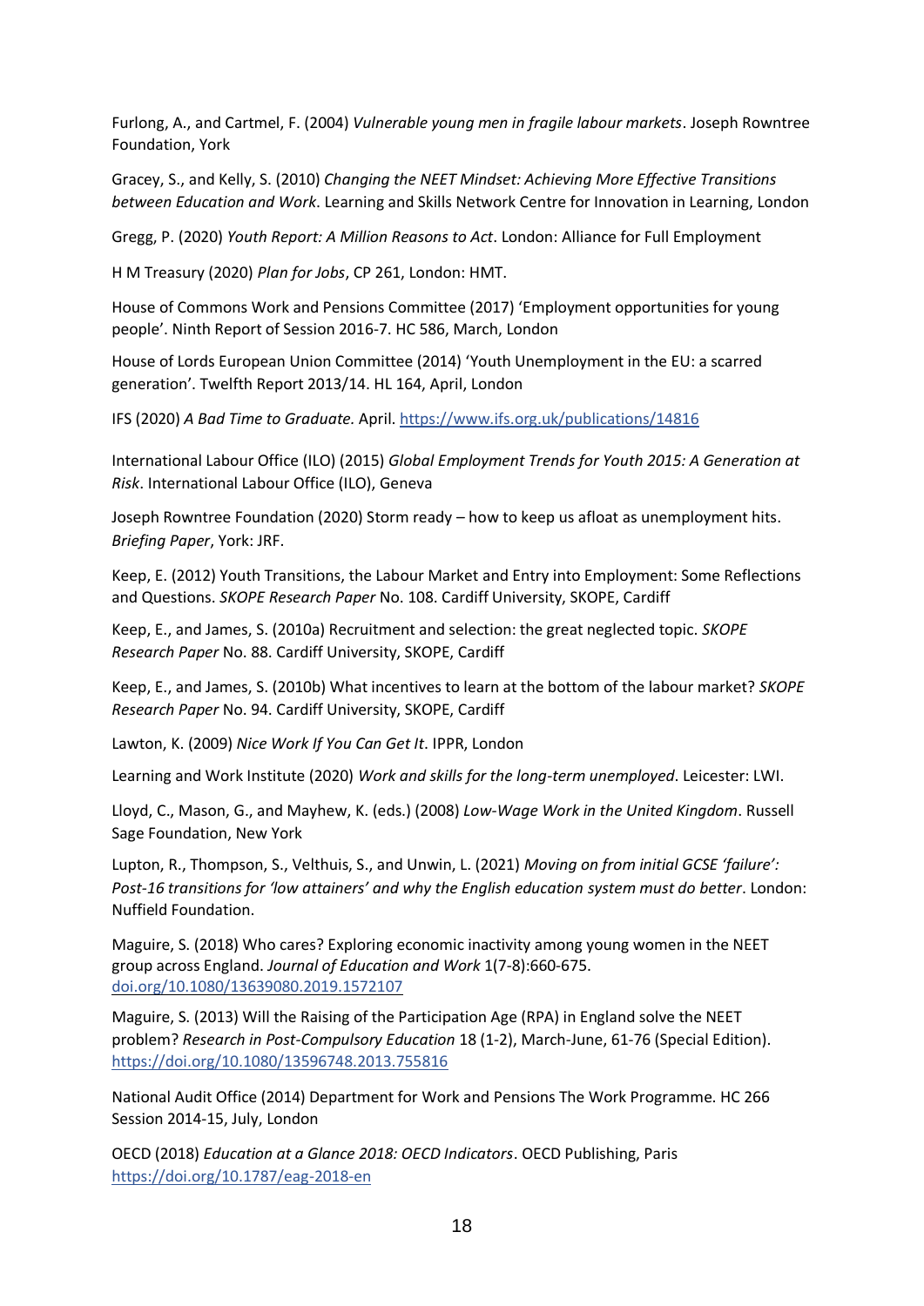Furlong, A., and Cartmel, F. (2004) *Vulnerable young men in fragile labour markets*. Joseph Rowntree Foundation, York

Gracey, S., and Kelly, S. (2010) *Changing the NEET Mindset: Achieving More Effective Transitions between Education and Work*. Learning and Skills Network Centre for Innovation in Learning, London

Gregg, P. (2020) *Youth Report: A Million Reasons to Act*. London: Alliance for Full Employment

H M Treasury (2020) *Plan for Jobs*, CP 261, London: HMT.

House of Commons Work and Pensions Committee (2017) 'Employment opportunities for young people'. Ninth Report of Session 2016-7. HC 586, March, London

House of Lords European Union Committee (2014) 'Youth Unemployment in the EU: a scarred generation'. Twelfth Report 2013/14. HL 164, April, London

IFS (2020) *A Bad Time to Graduate.* April. https://www.ifs.org.uk/publications/14816

International Labour Office (ILO) (2015) *Global Employment Trends for Youth 2015: A Generation at Risk*. International Labour Office (ILO), Geneva

Joseph Rowntree Foundation (2020) Storm ready – how to keep us afloat as unemployment hits. *Briefing Paper*, York: JRF.

Keep, E. (2012) Youth Transitions, the Labour Market and Entry into Employment: Some Reflections and Questions. *SKOPE Research Paper* No. 108. Cardiff University, SKOPE, Cardiff

Keep, E., and James, S. (2010a) Recruitment and selection: the great neglected topic. *SKOPE Research Paper* No. 88. Cardiff University, SKOPE, Cardiff

Keep, E., and James, S. (2010b) What incentives to learn at the bottom of the labour market? *SKOPE Research Paper* No. 94. Cardiff University, SKOPE, Cardiff

Lawton, K. (2009) *Nice Work If You Can Get It*. IPPR, London

Learning and Work Institute (2020) *Work and skills for the long-term unemployed*. Leicester: LWI.

Lloyd, C., Mason, G., and Mayhew, K. (eds.) (2008) *Low-Wage Work in the United Kingdom*. Russell Sage Foundation, New York

Lupton, R., Thompson, S., Velthuis, S., and Unwin, L. (2021) *Moving on from initial GCSE 'failure': Post-16 transitions for 'low attainers' and why the English education system must do better*. London: Nuffield Foundation.

Maguire, S. (2018) Who cares? Exploring economic inactivity among young women in the NEET group across England. *Journal of Education and Work* 1(7-8):660-675. doi.org/10.1080/13639080.2019.1572107

Maguire, S. (2013) Will the Raising of the Participation Age (RPA) in England solve the NEET problem? *Research in Post-Compulsory Education* 18 (1-2), March-June, 61-76 (Special Edition). https://doi.org/10.1080/13596748.2013.755816

National Audit Office (2014) Department for Work and Pensions The Work Programme. HC 266 Session 2014-15, July, London

OECD (2018) *Education at a Glance 2018: OECD Indicators*. OECD Publishing, Paris https://doi.org/10.1787/eag-2018-en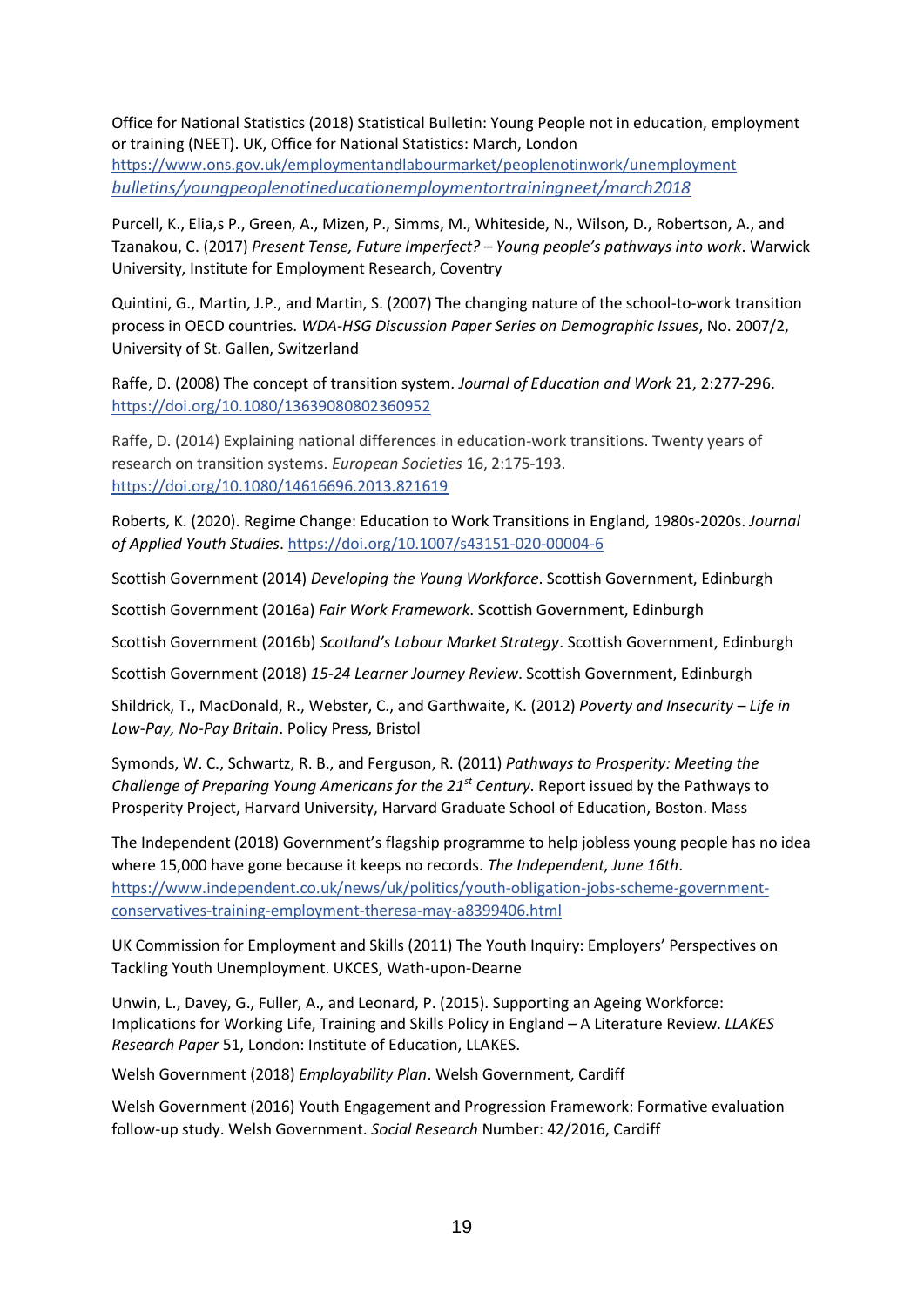Office for National Statistics (2018) Statistical Bulletin: Young People not in education, employment or training (NEET). UK, Office for National Statistics: March, London https://www.ons.gov.uk/employmentandlabourmarket/peoplenotinwork/unemployment *bulletins/youngpeoplenotineducationemploymentortrainingneet/march2018*

Purcell, K., Elia,s P., Green, A., Mizen, P., Simms, M., Whiteside, N., Wilson, D., Robertson, A., and Tzanakou, C. (2017) *Present Tense, Future Imperfect? – Young people's pathways into work*. Warwick University, Institute for Employment Research, Coventry

Quintini, G., Martin, J.P., and Martin, S. (2007) The changing nature of the school-to-work transition process in OECD countries. *WDA-HSG Discussion Paper Series on Demographic Issues*, No. 2007/2, University of St. Gallen, Switzerland

Raffe, D. (2008) The concept of transition system. *Journal of Education and Work* 21, 2:277-296. https://doi.org/10.1080/13639080802360952

Raffe, D. (2014) Explaining national differences in education-work transitions. Twenty years of research on transition systems. *European Societies* 16, 2:175-193. https://doi.org/10.1080/14616696.2013.821619

Roberts, K. (2020). Regime Change: Education to Work Transitions in England, 1980s-2020s. *Journal of Applied Youth Studies*. https://doi.org/10.1007/s43151-020-00004-6

Scottish Government (2014) *Developing the Young Workforce*. Scottish Government, Edinburgh

Scottish Government (2016a) *Fair Work Framework*. Scottish Government, Edinburgh

Scottish Government (2016b) *Scotland's Labour Market Strategy*. Scottish Government, Edinburgh

Scottish Government (2018) *15-24 Learner Journey Review*. Scottish Government, Edinburgh

Shildrick, T., MacDonald, R., Webster, C., and Garthwaite, K. (2012) *Poverty and Insecurity – Life in Low-Pay, No-Pay Britain*. Policy Press, Bristol

Symonds, W. C., Schwartz, R. B., and Ferguson, R. (2011) *Pathways to Prosperity: Meeting the Challenge of Preparing Young Americans for the 21st Century*. Report issued by the Pathways to Prosperity Project, Harvard University, Harvard Graduate School of Education, Boston. Mass

The Independent (2018) Government's flagship programme to help jobless young people has no idea where 15,000 have gone because it keeps no records. *The Independent, June 16th*. https://www.independent.co.uk/news/uk/politics/youth-obligation-jobs-scheme-government-conservatives-training-employment-theresa-may-a8399406.html

UK Commission for Employment and Skills (2011) The Youth Inquiry: Employers' Perspectives on Tackling Youth Unemployment. UKCES, Wath-upon-Dearne

Unwin, L., Davey, G., Fuller, A., and Leonard, P. (2015). Supporting an Ageing Workforce: Implications for Working Life, Training and Skills Policy in England – A Literature Review. *LLAKES Research Paper* 51, London: Institute of Education, LLAKES.

Welsh Government (2018) *Employability Plan*. Welsh Government, Cardiff

Welsh Government (2016) Youth Engagement and Progression Framework: Formative evaluation follow-up study. Welsh Government. *Social Research* Number: 42/2016, Cardiff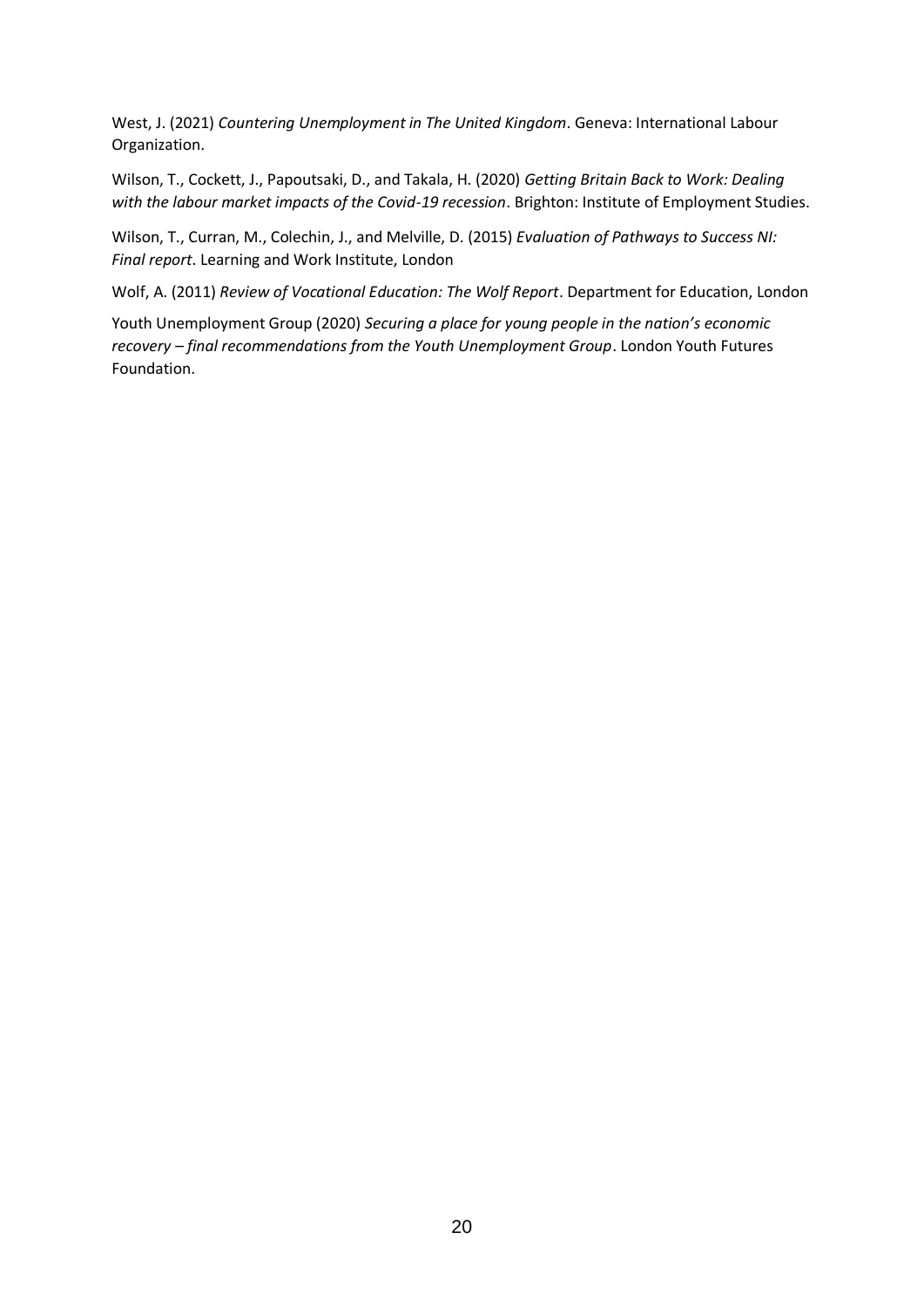West, J. (2021) *Countering Unemployment in The United Kingdom*. Geneva: International Labour Organization.

Wilson, T., Cockett, J., Papoutsaki, D., and Takala, H. (2020) *Getting Britain Back to Work: Dealing with the labour market impacts of the Covid-19 recession*. Brighton: Institute of Employment Studies.

Wilson, T., Curran, M., Colechin, J., and Melville, D. (2015) *Evaluation of Pathways to Success NI: Final report*. Learning and Work Institute, London

Wolf, A. (2011) *Review of Vocational Education: The Wolf Report*. Department for Education, London

Youth Unemployment Group (2020) *Securing a place for young people in the nation's economic recovery – final recommendations from the Youth Unemployment Group*. London Youth Futures Foundation.